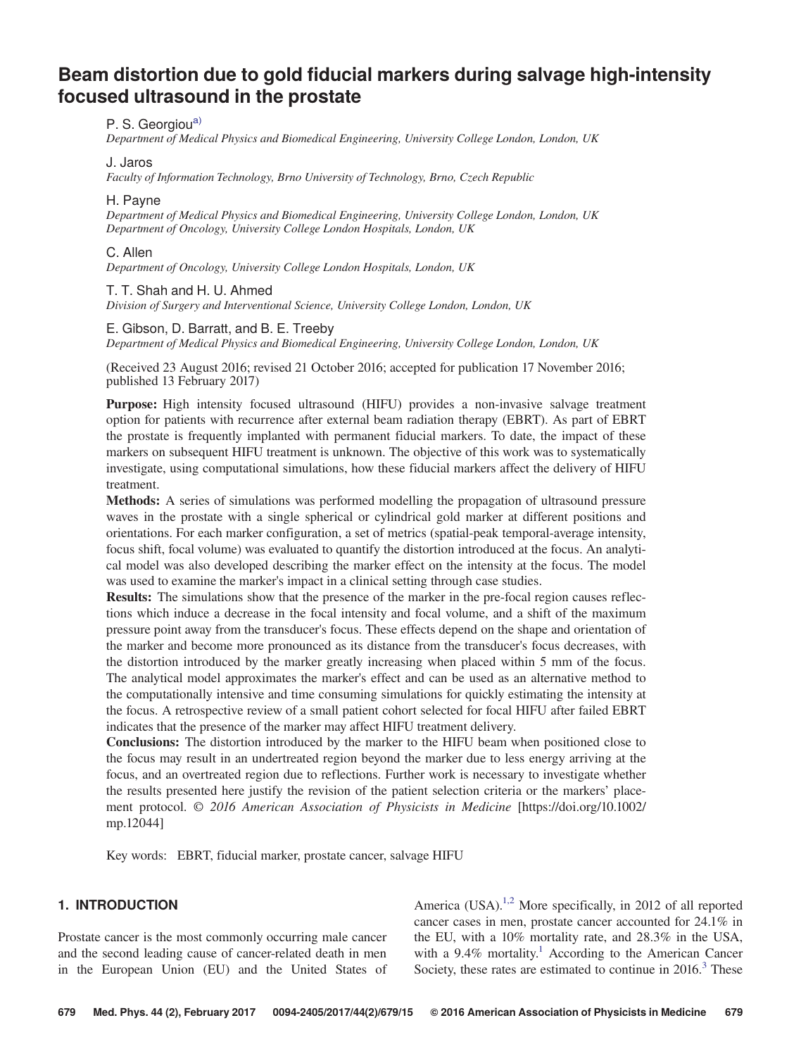# Beam distortion due to gold fiducial markers during salvage high-intensity focused ultrasound in the prostate

P. S. Georgiou[a)]
*Department of Medical Physics and Biomedical Engineering, University College London, London, UK*

J. Jaros
*Faculty of Information Technology, Brno University of Technology, Brno, Czech Republic*

H. Payne
*Department of Medical Physics and Biomedical Engineering, University College London, London, UK*
*Department of Oncology, University College London Hospitals, London, UK*

C. Allen
*Department of Oncology, University College London Hospitals, London, UK*

T. T. Shah and H. U. Ahmed
*Division of Surgery and Interventional Science, University College London, London, UK*

E. Gibson, D. Barratt, and B. E. Treeby
*Department of Medical Physics and Biomedical Engineering, University College London, London, UK*

(Received 23 August 2016; revised 21 October 2016; accepted for publication 17 November 2016; published 13 February 2017)

**Purpose:** High intensity focused ultrasound (HIFU) provides a non-invasive salvage treatment option for patients with recurrence after external beam radiation therapy (EBRT). As part of EBRT the prostate is frequently implanted with permanent fiducial markers. To date, the impact of these markers on subsequent HIFU treatment is unknown. The objective of this work was to systematically investigate, using computational simulations, how these fiducial markers affect the delivery of HIFU treatment.

**Methods:** A series of simulations was performed modelling the propagation of ultrasound pressure waves in the prostate with a single spherical or cylindrical gold marker at different positions and orientations. For each marker configuration, a set of metrics (spatial-peak temporal-average intensity, focus shift, focal volume) was evaluated to quantify the distortion introduced at the focus. An analytical model was also developed describing the marker effect on the intensity at the focus. The model was used to examine the marker's impact in a clinical setting through case studies.

**Results:** The simulations show that the presence of the marker in the pre-focal region causes reflections which induce a decrease in the focal intensity and focal volume, and a shift of the maximum pressure point away from the transducer's focus. These effects depend on the shape and orientation of the marker and become more pronounced as its distance from the transducer's focus decreases, with the distortion introduced by the marker greatly increasing when placed within 5 mm of the focus. The analytical model approximates the marker's effect and can be used as an alternative method to the computationally intensive and time consuming simulations for quickly estimating the intensity at the focus. A retrospective review of a small patient cohort selected for focal HIFU after failed EBRT indicates that the presence of the marker may affect HIFU treatment delivery.

**Conclusions:** The distortion introduced by the marker to the HIFU beam when positioned close to the focus may result in an undertreated region beyond the marker due to less energy arriving at the focus, and an overtreated region due to reflections. Further work is necessary to investigate whether the results presented here justify the revision of the patient selection criteria or the markers' placement protocol. © *2016 American Association of Physicists in Medicine* [https://doi.org/10.1002/mp.12044]

Key words: EBRT, fiducial marker, prostate cancer, salvage HIFU

## 1. INTRODUCTION

Prostate cancer is the most commonly occurring male cancer and the second leading cause of cancer-related death in men in the European Union (EU) and the United States of America (USA).[1,2] More specifically, in 2012 of all reported cancer cases in men, prostate cancer accounted for 24.1% in the EU, with a 10% mortality rate, and 28.3% in the USA, with a 9.4% mortality.[1] According to the American Cancer Society, these rates are estimated to continue in 2016.[3] These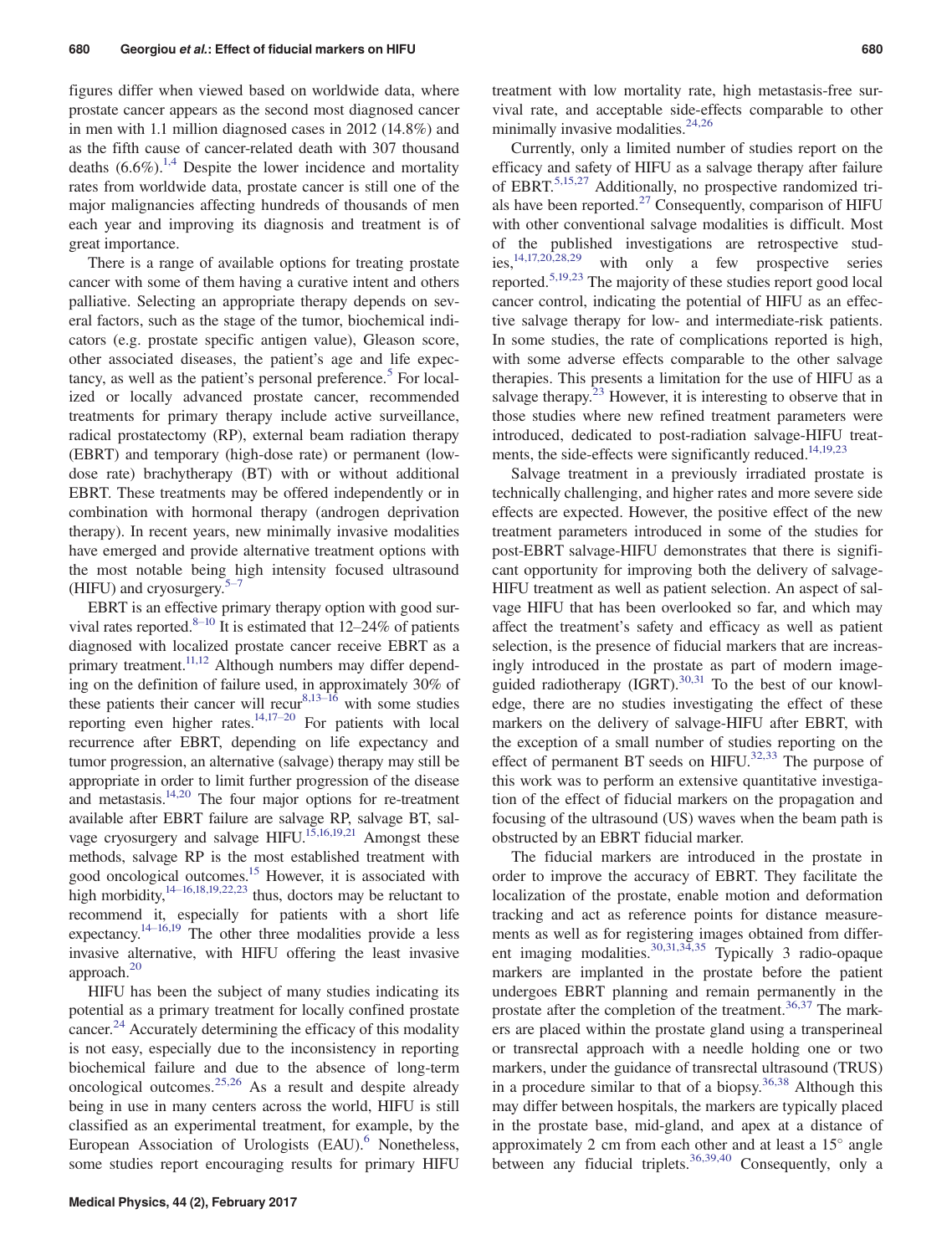figures differ when viewed based on worldwide data, where prostate cancer appears as the second most diagnosed cancer in men with 1.1 million diagnosed cases in 2012 (14.8%) and as the fifth cause of cancer-related death with 307 thousand deaths (6.6%).[1,4] Despite the lower incidence and mortality rates from worldwide data, prostate cancer is still one of the major malignancies affecting hundreds of thousands of men each year and improving its diagnosis and treatment is of great importance.

There is a range of available options for treating prostate cancer with some of them having a curative intent and others palliative. Selecting an appropriate therapy depends on several factors, such as the stage of the tumor, biochemical indicators (e.g. prostate specific antigen value), Gleason score, other associated diseases, the patient's age and life expectancy, as well as the patient's personal preference.[5] For localized or locally advanced prostate cancer, recommended treatments for primary therapy include active surveillance, radical prostatectomy (RP), external beam radiation therapy (EBRT) and temporary (high-dose rate) or permanent (low-dose rate) brachytherapy (BT) with or without additional EBRT. These treatments may be offered independently or in combination with hormonal therapy (androgen deprivation therapy). In recent years, new minimally invasive modalities have emerged and provide alternative treatment options with the most notable being high intensity focused ultrasound (HIFU) and cryosurgery.[5–7]

EBRT is an effective primary therapy option with good survival rates reported.[8–10] It is estimated that 12–24% of patients diagnosed with localized prostate cancer receive EBRT as a primary treatment.[11,12] Although numbers may differ depending on the definition of failure used, in approximately 30% of these patients their cancer will recur[8,13–16] with some studies reporting even higher rates.[14,17–20] For patients with local recurrence after EBRT, depending on life expectancy and tumor progression, an alternative (salvage) therapy may still be appropriate in order to limit further progression of the disease and metastasis.[14,20] The four major options for re-treatment available after EBRT failure are salvage RP, salvage BT, salvage cryosurgery and salvage HIFU.[15,16,19,21] Amongst these methods, salvage RP is the most established treatment with good oncological outcomes.[15] However, it is associated with high morbidity,[14–16,18,19,22,23] thus, doctors may be reluctant to recommend it, especially for patients with a short life expectancy.[14–16,19] The other three modalities provide a less invasive alternative, with HIFU offering the least invasive approach.[20]

HIFU has been the subject of many studies indicating its potential as a primary treatment for locally confined prostate cancer.[24] Accurately determining the efficacy of this modality is not easy, especially due to the inconsistency in reporting biochemical failure and due to the absence of long-term oncological outcomes.[25,26] As a result and despite already being in use in many centers across the world, HIFU is still classified as an experimental treatment, for example, by the European Association of Urologists (EAU).[6] Nonetheless, some studies report encouraging results for primary HIFU treatment with low mortality rate, high metastasis-free survival rate, and acceptable side-effects comparable to other minimally invasive modalities.[24,26]

Currently, only a limited number of studies report on the efficacy and safety of HIFU as a salvage therapy after failure of EBRT.[5,15,27] Additionally, no prospective randomized trials have been reported.[27] Consequently, comparison of HIFU with other conventional salvage modalities is difficult. Most of the published investigations are retrospective studies,[14,17,20,28,29] with only a few prospective series reported.[5,19,23] The majority of these studies report good local cancer control, indicating the potential of HIFU as an effective salvage therapy for low- and intermediate-risk patients. In some studies, the rate of complications reported is high, with some adverse effects comparable to the other salvage therapies. This presents a limitation for the use of HIFU as a salvage therapy.[23] However, it is interesting to observe that in those studies where new refined treatment parameters were introduced, dedicated to post-radiation salvage-HIFU treatments, the side-effects were significantly reduced.[14,19,23]

Salvage treatment in a previously irradiated prostate is technically challenging, and higher rates and more severe side effects are expected. However, the positive effect of the new treatment parameters introduced in some of the studies for post-EBRT salvage-HIFU demonstrates that there is significant opportunity for improving both the delivery of salvage-HIFU treatment as well as patient selection. An aspect of salvage HIFU that has been overlooked so far, and which may affect the treatment's safety and efficacy as well as patient selection, is the presence of fiducial markers that are increasingly introduced in the prostate as part of modern image-guided radiotherapy (IGRT).[30,31] To the best of our knowledge, there are no studies investigating the effect of these markers on the delivery of salvage-HIFU after EBRT, with the exception of a small number of studies reporting on the effect of permanent BT seeds on HIFU.[32,33] The purpose of this work was to perform an extensive quantitative investigation of the effect of fiducial markers on the propagation and focusing of the ultrasound (US) waves when the beam path is obstructed by an EBRT fiducial marker.

The fiducial markers are introduced in the prostate in order to improve the accuracy of EBRT. They facilitate the localization of the prostate, enable motion and deformation tracking and act as reference points for distance measurements as well as for registering images obtained from different imaging modalities.[30,31,34,35] Typically 3 radio-opaque markers are implanted in the prostate before the patient undergoes EBRT planning and remain permanently in the prostate after the completion of the treatment.[36,37] The markers are placed within the prostate gland using a transperineal or transrectal approach with a needle holding one or two markers, under the guidance of transrectal ultrasound (TRUS) in a procedure similar to that of a biopsy.[36,38] Although this may differ between hospitals, the markers are typically placed in the prostate base, mid-gland, and apex at a distance of approximately 2 cm from each other and at least a 15° angle between any fiducial triplets.[36,39,40] Consequently, only a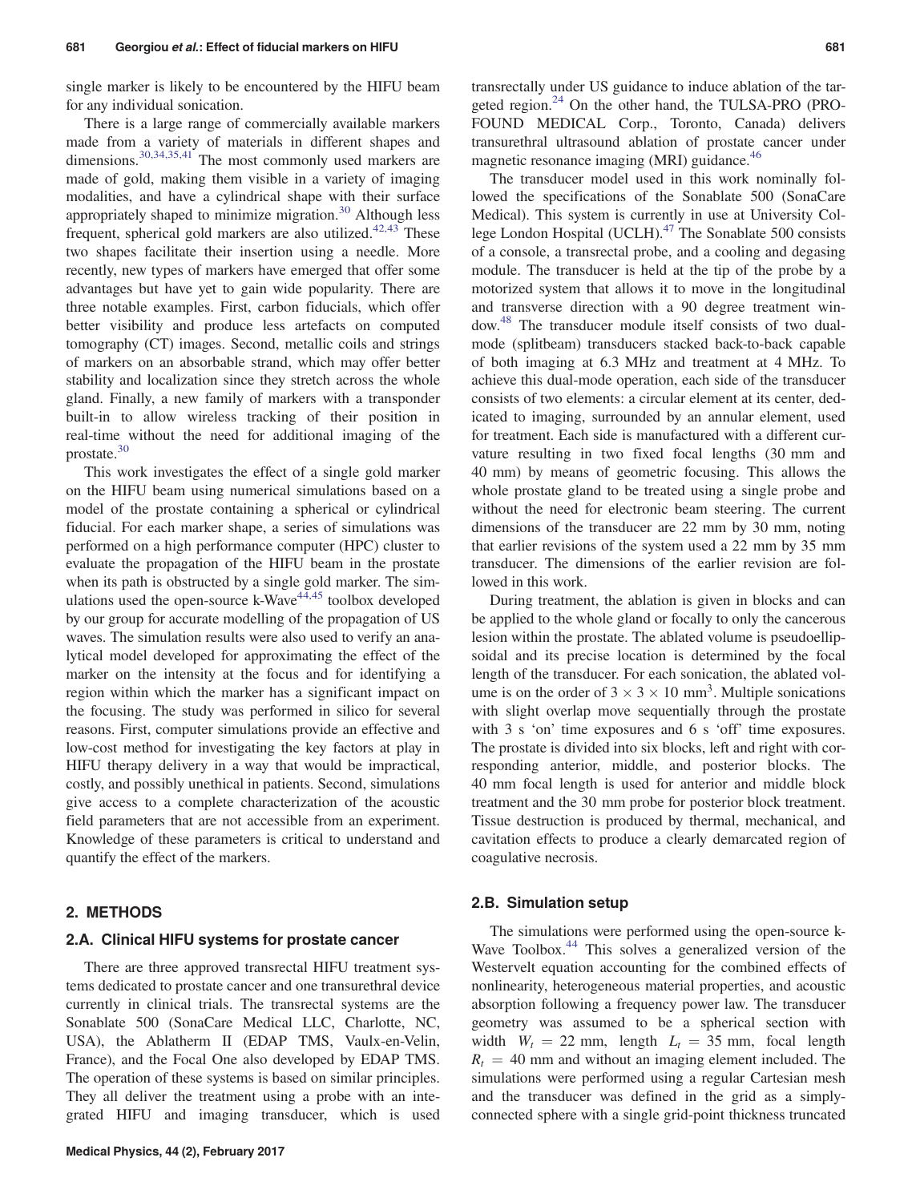single marker is likely to be encountered by the HIFU beam for any individual sonication.

There is a large range of commercially available markers made from a variety of materials in different shapes and dimensions.[30,34,35,41] The most commonly used markers are made of gold, making them visible in a variety of imaging modalities, and have a cylindrical shape with their surface appropriately shaped to minimize migration.[30] Although less frequent, spherical gold markers are also utilized.[42,43] These two shapes facilitate their insertion using a needle. More recently, new types of markers have emerged that offer some advantages but have yet to gain wide popularity. There are three notable examples. First, carbon fiducials, which offer better visibility and produce less artefacts on computed tomography (CT) images. Second, metallic coils and strings of markers on an absorbable strand, which may offer better stability and localization since they stretch across the whole gland. Finally, a new family of markers with a transponder built-in to allow wireless tracking of their position in real-time without the need for additional imaging of the prostate.[30]

This work investigates the effect of a single gold marker on the HIFU beam using numerical simulations based on a model of the prostate containing a spherical or cylindrical fiducial. For each marker shape, a series of simulations was performed on a high performance computer (HPC) cluster to evaluate the propagation of the HIFU beam in the prostate when its path is obstructed by a single gold marker. The simulations used the open-source k-Wave[44,45] toolbox developed by our group for accurate modelling of the propagation of US waves. The simulation results were also used to verify an analytical model developed for approximating the effect of the marker on the intensity at the focus and for identifying a region within which the marker has a significant impact on the focusing. The study was performed in silico for several reasons. First, computer simulations provide an effective and low-cost method for investigating the key factors at play in HIFU therapy delivery in a way that would be impractical, costly, and possibly unethical in patients. Second, simulations give access to a complete characterization of the acoustic field parameters that are not accessible from an experiment. Knowledge of these parameters is critical to understand and quantify the effect of the markers.

## 2. METHODS

### 2.A. Clinical HIFU systems for prostate cancer

There are three approved transrectal HIFU treatment systems dedicated to prostate cancer and one transurethral device currently in clinical trials. The transrectal systems are the Sonablate 500 (SonaCare Medical LLC, Charlotte, NC, USA), the Ablatherm II (EDAP TMS, Vaulx-en-Velin, France), and the Focal One also developed by EDAP TMS. The operation of these systems is based on similar principles. They all deliver the treatment using a probe with an integrated HIFU and imaging transducer, which is used transrectally under US guidance to induce ablation of the targeted region.[24] On the other hand, the TULSA-PRO (PROFOUND MEDICAL Corp., Toronto, Canada) delivers transurethral ultrasound ablation of prostate cancer under magnetic resonance imaging (MRI) guidance.[46]

The transducer model used in this work nominally followed the specifications of the Sonablate 500 (SonaCare Medical). This system is currently in use at University College London Hospital (UCLH).[47] The Sonablate 500 consists of a console, a transrectal probe, and a cooling and degasing module. The transducer is held at the tip of the probe by a motorized system that allows it to move in the longitudinal and transverse direction with a 90 degree treatment window.[48] The transducer module itself consists of two dual-mode (splitbeam) transducers stacked back-to-back capable of both imaging at 6.3 MHz and treatment at 4 MHz. To achieve this dual-mode operation, each side of the transducer consists of two elements: a circular element at its center, dedicated to imaging, surrounded by an annular element, used for treatment. Each side is manufactured with a different curvature resulting in two fixed focal lengths (30 mm and 40 mm) by means of geometric focusing. This allows the whole prostate gland to be treated using a single probe and without the need for electronic beam steering. The current dimensions of the transducer are 22 mm by 30 mm, noting that earlier revisions of the system used a 22 mm by 35 mm transducer. The dimensions of the earlier revision are followed in this work.

During treatment, the ablation is given in blocks and can be applied to the whole gland or focally to only the cancerous lesion within the prostate. The ablated volume is pseudoellipsoidal and its precise location is determined by the focal length of the transducer. For each sonication, the ablated volume is on the order of $3 \times 3 \times 10$ mm$^3$. Multiple sonications with slight overlap move sequentially through the prostate with 3 s 'on' time exposures and 6 s 'off' time exposures. The prostate is divided into six blocks, left and right with corresponding anterior, middle, and posterior blocks. The 40 mm focal length is used for anterior and middle block treatment and the 30 mm probe for posterior block treatment. Tissue destruction is produced by thermal, mechanical, and cavitation effects to produce a clearly demarcated region of coagulative necrosis.

### 2.B. Simulation setup

The simulations were performed using the open-source k-Wave Toolbox.[44] This solves a generalized version of the Westervelt equation accounting for the combined effects of nonlinearity, heterogeneous material properties, and acoustic absorption following a frequency power law. The transducer geometry was assumed to be a spherical section with width $W_t = 22$ mm, length $L_t = 35$ mm, focal length $R_t = 40$ mm and without an imaging element included. The simulations were performed using a regular Cartesian mesh and the transducer was defined in the grid as a simply-connected sphere with a single grid-point thickness truncated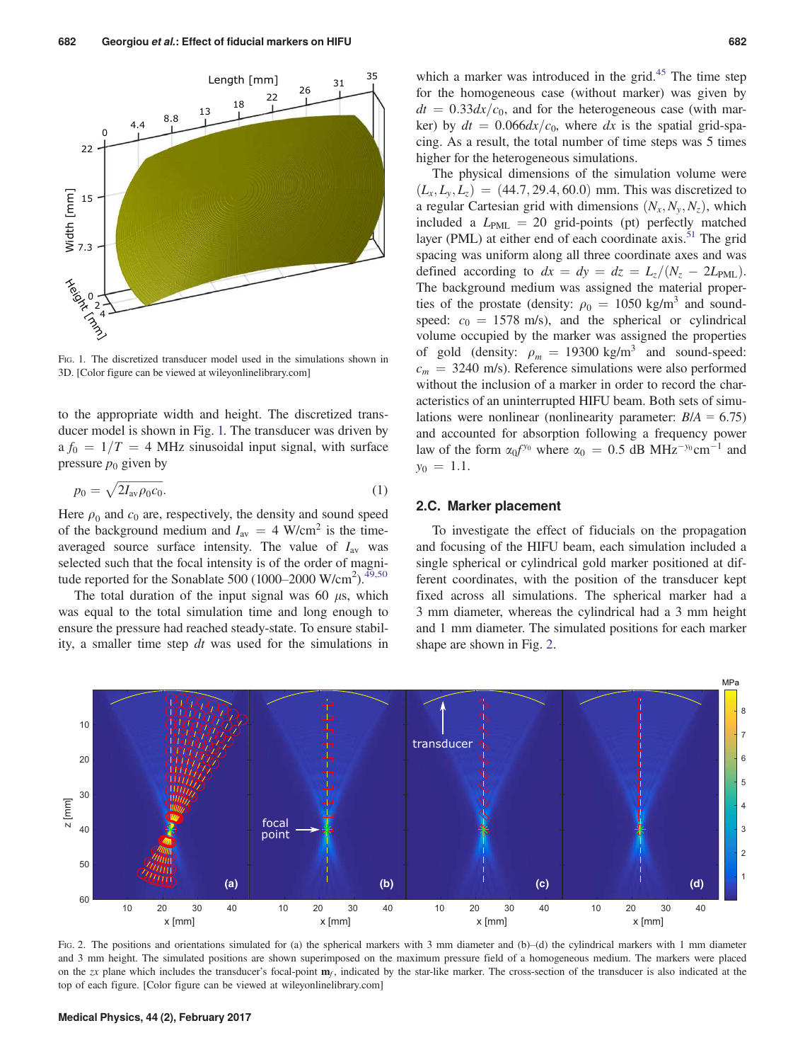Length [mm]

0 4.4 8.8 13 18 22 26 31 35

22

15

7.3

0

Width [mm]

Height [mm]

0 2 4

FIG. 1. The discretized transducer model used in the simulations shown in 3D. [Color figure can be viewed at wileyonlinelibrary.com]

to the appropriate width and height. The discretized transducer model is shown in Fig. 1. The transducer was driven by a $f_0 = 1/T = 4$ MHz sinusoidal input signal, with surface pressure $p_0$ given by

$$p_0 = \sqrt{2 I_{\mathrm{av}} \rho_0 c_0}. \tag{1}$$

Here $\rho_0$ and $c_0$ are, respectively, the density and sound speed of the background medium and $I_{\mathrm{av}} = 4$ W/cm$^2$ is the time-averaged source surface intensity. The value of $I_{\mathrm{av}}$ was selected such that the focal intensity is of the order of magnitude reported for the Sonablate 500 (1000–2000 W/cm$^2$).[49,50]

The total duration of the input signal was 60 $\mu$s, which was equal to the total simulation time and long enough to ensure the pressure had reached steady-state. To ensure stability, a smaller time step $dt$ was used for the simulations in which a marker was introduced in the grid.[45] The time step for the homogeneous case (without marker) was given by $dt = 0.33dx/c_0$, and for the heterogeneous case (with marker) by $dt = 0.066dx/c_0$, where $dx$ is the spatial grid-spacing. As a result, the total number of time steps was 5 times higher for the heterogeneous simulations.

The physical dimensions of the simulation volume were $(L_x, L_y, L_z) = (44.7, 29.4, 60.0)$ mm. This was discretized to a regular Cartesian grid with dimensions $(N_x, N_y, N_z)$, which included a $L_{\mathrm{PML}} = 20$ grid-points (pt) perfectly matched layer (PML) at either end of each coordinate axis.[51] The grid spacing was uniform along all three coordinate axes and was defined according to $dx = dy = dz = L_z/(N_z - 2L_{\mathrm{PML}})$. The background medium was assigned the material properties of the prostate (density: $\rho_0 = 1050$ kg/m$^3$ and sound-speed: $c_0 = 1578$ m/s), and the spherical or cylindrical volume occupied by the marker was assigned the properties of gold (density: $\rho_m = 19300$ kg/m$^3$ and sound-speed: $c_m = 3240$ m/s). Reference simulations were also performed without the inclusion of a marker in order to record the characteristics of an uninterrupted HIFU beam. Both sets of simulations were nonlinear (nonlinearity parameter: $B/A = 6.75$) and accounted for absorption following a frequency power law of the form $\alpha_0 f^{y_0}$ where $\alpha_0 = 0.5$ dB MHz$^{-y_0}$cm$^{-1}$ and $y_0 = 1.1$.

## 2.C. Marker placement

To investigate the effect of fiducials on the propagation and focusing of the HIFU beam, each simulation included a single spherical or cylindrical gold marker positioned at different coordinates, with the position of the transducer kept fixed across all simulations. The spherical marker had a 3 mm diameter, whereas the cylindrical had a 3 mm height and 1 mm diameter. The simulated positions for each marker shape are shown in Fig. 2.

MPa

8
7
6
5
4
3
2
1

z [mm]

10
20
30
40
50
60

x [mm]

10 20 30 40

(a) (b) (c) (d)

focal point

transducer

FIG. 2. The positions and orientations simulated for (a) the spherical markers with 3 mm diameter and (b)–(d) the cylindrical markers with 1 mm diameter and 3 mm height. The simulated positions are shown superimposed on the maximum pressure field of a homogeneous medium. The markers were placed on the $zx$ plane which includes the transducer's focal-point $\mathbf{m}_f$, indicated by the star-like marker. The cross-section of the transducer is also indicated at the top of each figure. [Color figure can be viewed at wileyonlinelibrary.com]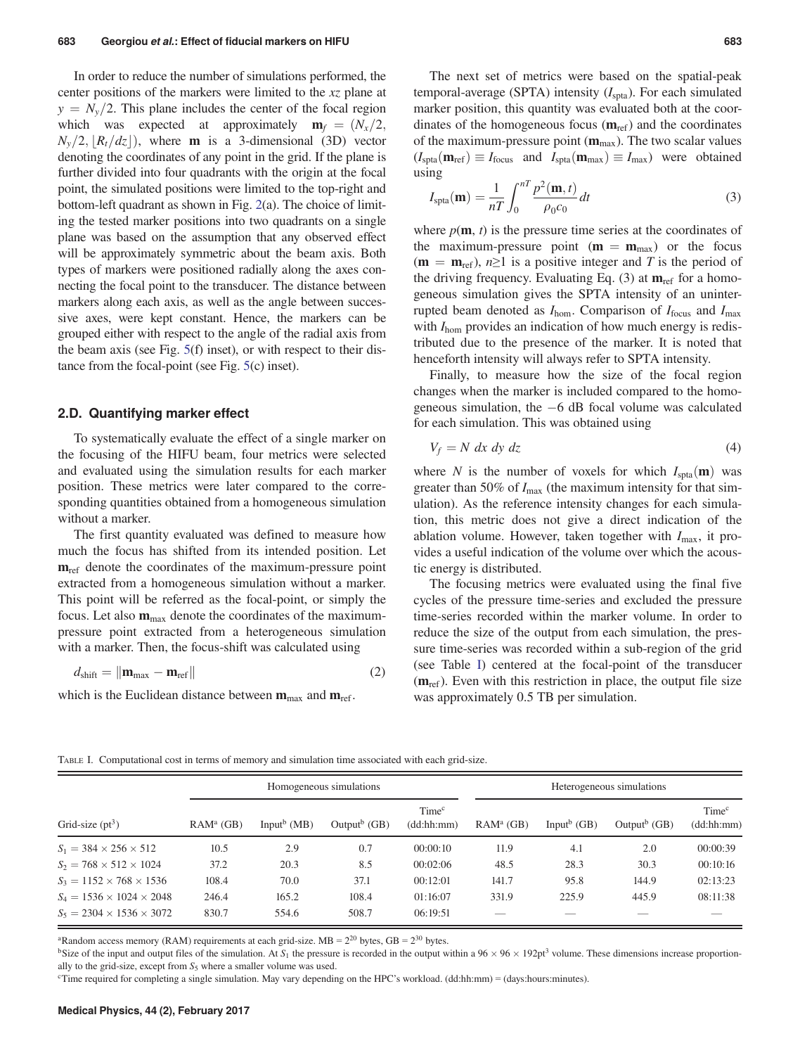In order to reduce the number of simulations performed, the center positions of the markers were limited to the $xz$ plane at $y = N_y/2$. This plane includes the center of the focal region which was expected at approximately $\mathbf{m}_f = (N_x/2, N_y/2, \lfloor R_t/dz \rfloor)$, where $\mathbf{m}$ is a 3-dimensional (3D) vector denoting the coordinates of any point in the grid. If the plane is further divided into four quadrants with the origin at the focal point, the simulated positions were limited to the top-right and bottom-left quadrant as shown in Fig. 2(a). The choice of limiting the tested marker positions into two quadrants on a single plane was based on the assumption that any observed effect will be approximately symmetric about the beam axis. Both types of markers were positioned radially along the axes connecting the focal point to the transducer. The distance between markers along each axis, as well as the angle between successive axes, were kept constant. Hence, the markers can be grouped either with respect to the angle of the radial axis from the beam axis (see Fig. 5(f) inset), or with respect to their distance from the focal-point (see Fig. 5(c) inset).

### 2.D. Quantifying marker effect

To systematically evaluate the effect of a single marker on the focusing of the HIFU beam, four metrics were selected and evaluated using the simulation results for each marker position. These metrics were later compared to the corresponding quantities obtained from a homogeneous simulation without a marker.

The first quantity evaluated was defined to measure how much the focus has shifted from its intended position. Let $\mathbf{m}_{\text{ref}}$ denote the coordinates of the maximum-pressure point extracted from a homogeneous simulation without a marker. This point will be referred as the focal-point, or simply the focus. Let also $\mathbf{m}_{\text{max}}$ denote the coordinates of the maximum-pressure point extracted from a heterogeneous simulation with a marker. Then, the focus-shift was calculated using

$$d_{\text{shift}} = \|\mathbf{m}_{\text{max}} - \mathbf{m}_{\text{ref}}\| \tag{2}$$

which is the Euclidean distance between $\mathbf{m}_{\text{max}}$ and $\mathbf{m}_{\text{ref}}$.

The next set of metrics were based on the spatial-peak temporal-average (SPTA) intensity ($I_{\text{spta}}$). For each simulated marker position, this quantity was evaluated both at the coordinates of the homogeneous focus ($\mathbf{m}_{\text{ref}}$) and the coordinates of the maximum-pressure point ($\mathbf{m}_{\text{max}}$). The two scalar values ($I_{\text{spta}}(\mathbf{m}_{\text{ref}}) \equiv I_{\text{focus}}$ and $I_{\text{spta}}(\mathbf{m}_{\text{max}}) \equiv I_{\text{max}}$) were obtained using

$$I_{\text{spta}}(\mathbf{m}) = \frac{1}{nT} \int_0^{nT} \frac{p^2(\mathbf{m}, t)}{\rho_0 c_0} dt \tag{3}$$

where $p(\mathbf{m}, t)$ is the pressure time series at the coordinates of the maximum-pressure point ($\mathbf{m} = \mathbf{m}_{\text{max}}$) or the focus ($\mathbf{m} = \mathbf{m}_{\text{ref}}$), $n \geq 1$ is a positive integer and $T$ is the period of the driving frequency. Evaluating Eq. (3) at $\mathbf{m}_{\text{ref}}$ for a homogeneous simulation gives the SPTA intensity of an uninterrupted beam denoted as $I_{\text{hom}}$. Comparison of $I_{\text{focus}}$ and $I_{\text{max}}$ with $I_{\text{hom}}$ provides an indication of how much energy is redistributed due to the presence of the marker. It is noted that henceforth intensity will always refer to SPTA intensity.

Finally, to measure how the size of the focal region changes when the marker is included compared to the homogeneous simulation, the −6 dB focal volume was calculated for each simulation. This was obtained using

$$V_f = N\ dx\ dy\ dz \tag{4}$$

where $N$ is the number of voxels for which $I_{\text{spta}}(\mathbf{m})$ was greater than 50% of $I_{\text{max}}$ (the maximum intensity for that simulation). As the reference intensity changes for each simulation, this metric does not give a direct indication of the ablation volume. However, taken together with $I_{\text{max}}$, it provides a useful indication of the volume over which the acoustic energy is distributed.

The focusing metrics were evaluated using the final five cycles of the pressure time-series and excluded the pressure time-series recorded within the marker volume. In order to reduce the size of the output from each simulation, the pressure time-series was recorded within a sub-region of the grid (see Table I) centered at the focal-point of the transducer ($\mathbf{m}_{\text{ref}}$). Even with this restriction in place, the output file size was approximately 0.5 TB per simulation.

TABLE I. Computational cost in terms of memory and simulation time associated with each grid-size.

| | Homogeneous simulations | | | | Heterogeneous simulations | | | |
|---|---|---|---|---|---|---|---|---|
| Grid-size (pt$^3$) | RAM[a] (GB) | Input[b] (MB) | Output[b] (GB) | Time[c] (dd:hh:mm) | RAM[a] (GB) | Input[b] (GB) | Output[b] (GB) | Time[c] (dd:hh:mm) |
| $S_1 = 384 \times 256 \times 512$ | 10.5 | 2.9 | 0.7 | 00:00:10 | 11.9 | 4.1 | 2.0 | 00:00:39 |
| $S_2 = 768 \times 512 \times 1024$ | 37.2 | 20.3 | 8.5 | 00:02:06 | 48.5 | 28.3 | 30.3 | 00:10:16 |
| $S_3 = 1152 \times 768 \times 1536$ | 108.4 | 70.0 | 37.1 | 00:12:01 | 141.7 | 95.8 | 144.9 | 02:13:23 |
| $S_4 = 1536 \times 1024 \times 2048$ | 246.4 | 165.2 | 108.4 | 01:16:07 | 331.9 | 225.9 | 445.9 | 08:11:38 |
| $S_5 = 2304 \times 1536 \times 3072$ | 830.7 | 554.6 | 508.7 | 06:19:51 | — | — | — | — |

[a]Random access memory (RAM) requirements at each grid-size. MB = $2^{20}$ bytes, GB = $2^{30}$ bytes.

[b]Size of the input and output files of the simulation. At $S_1$ the pressure is recorded in the output within a $96 \times 96 \times 192$pt$^3$ volume. These dimensions increase proportionally to the grid-size, except from $S_5$ where a smaller volume was used.

[c]Time required for completing a single simulation. May vary depending on the HPC's workload. (dd:hh:mm) = (days:hours:minutes).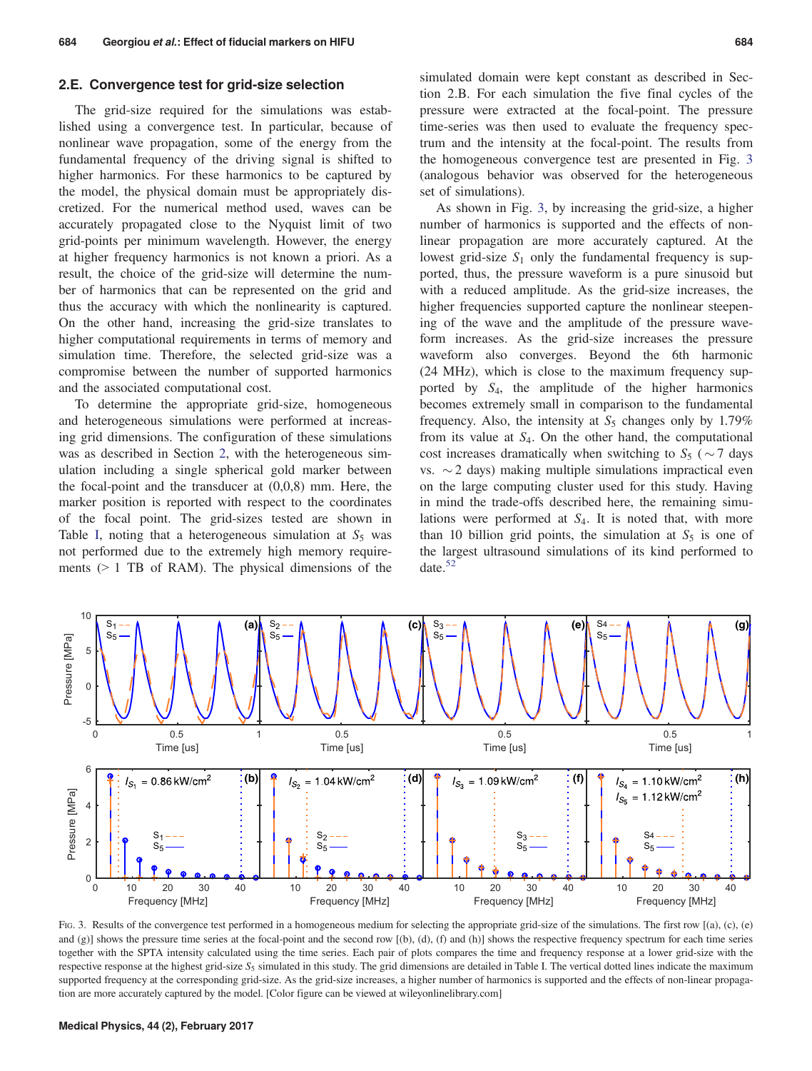### 2.E. Convergence test for grid-size selection

The grid-size required for the simulations was established using a convergence test. In particular, because of nonlinear wave propagation, some of the energy from the fundamental frequency of the driving signal is shifted to higher harmonics. For these harmonics to be captured by the model, the physical domain must be appropriately discretized. For the numerical method used, waves can be accurately propagated close to the Nyquist limit of two grid-points per minimum wavelength. However, the energy at higher frequency harmonics is not known a priori. As a result, the choice of the grid-size will determine the number of harmonics that can be represented on the grid and thus the accuracy with which the nonlinearity is captured. On the other hand, increasing the grid-size translates to higher computational requirements in terms of memory and simulation time. Therefore, the selected grid-size was a compromise between the number of supported harmonics and the associated computational cost.

To determine the appropriate grid-size, homogeneous and heterogeneous simulations were performed at increasing grid dimensions. The configuration of these simulations was as described in Section 2, with the heterogeneous simulation including a single spherical gold marker between the focal-point and the transducer at (0,0,8) mm. Here, the marker position is reported with respect to the coordinates of the focal point. The grid-sizes tested are shown in Table I, noting that a heterogeneous simulation at $S_5$ was not performed due to the extremely high memory requirements (> 1 TB of RAM). The physical dimensions of the simulated domain were kept constant as described in Section 2.B. For each simulation the five final cycles of the pressure were extracted at the focal-point. The pressure time-series was then used to evaluate the frequency spectrum and the intensity at the focal-point. The results from the homogeneous convergence test are presented in Fig. 3 (analogous behavior was observed for the heterogeneous set of simulations).

As shown in Fig. 3, by increasing the grid-size, a higher number of harmonics is supported and the effects of nonlinear propagation are more accurately captured. At the lowest grid-size $S_1$ only the fundamental frequency is supported, thus, the pressure waveform is a pure sinusoid but with a reduced amplitude. As the grid-size increases, the higher frequencies supported capture the nonlinear steepening of the wave and the amplitude of the pressure waveform increases. As the grid-size increases the pressure waveform also converges. Beyond the 6th harmonic (24 MHz), which is close to the maximum frequency supported by $S_4$, the amplitude of the higher harmonics becomes extremely small in comparison to the fundamental frequency. Also, the intensity at $S_5$ changes only by 1.79% from its value at $S_4$. On the other hand, the computational cost increases dramatically when switching to $S_5$ ($\sim$7 days vs. $\sim$2 days) making multiple simulations impractical even on the large computing cluster used for this study. Having in mind the trade-offs described here, the remaining simulations were performed at $S_4$. It is noted that, with more than 10 billion grid points, the simulation at $S_5$ is one of the largest ultrasound simulations of its kind performed to date.[52]

(a) $S_1$ – – $S_5$ —
(c) $S_2$ – – $S_5$ —
(e) $S_3$ – – $S_5$ —
(g) $S_4$ – – $S_5$ —
Pressure [MPa]
Time [us]
(b) $I_{S_1}$ = 0.86 kW/cm²
(d) $I_{S_2}$ = 1.04 kW/cm²
(f) $I_{S_3}$ = 1.09 kW/cm²
(h) $I_{S_4}$ = 1.10 kW/cm² $I_{S_5}$ = 1.12 kW/cm²
Frequency [MHz]

FIG. 3. Results of the convergence test performed in a homogeneous medium for selecting the appropriate grid-size of the simulations. The first row [(a), (c), (e) and (g)] shows the pressure time series at the focal-point and the second row [(b), (d), (f) and (h)] shows the respective frequency spectrum for each time series together with the SPTA intensity calculated using the time series. Each pair of plots compares the time and frequency response at a lower grid-size with the respective response at the highest grid-size $S_5$ simulated in this study. The grid dimensions are detailed in Table I. The vertical dotted lines indicate the maximum supported frequency at the corresponding grid-size. As the grid-size increases, a higher number of harmonics is supported and the effects of non-linear propagation are more accurately captured by the model. [Color figure can be viewed at wileyonlinelibrary.com]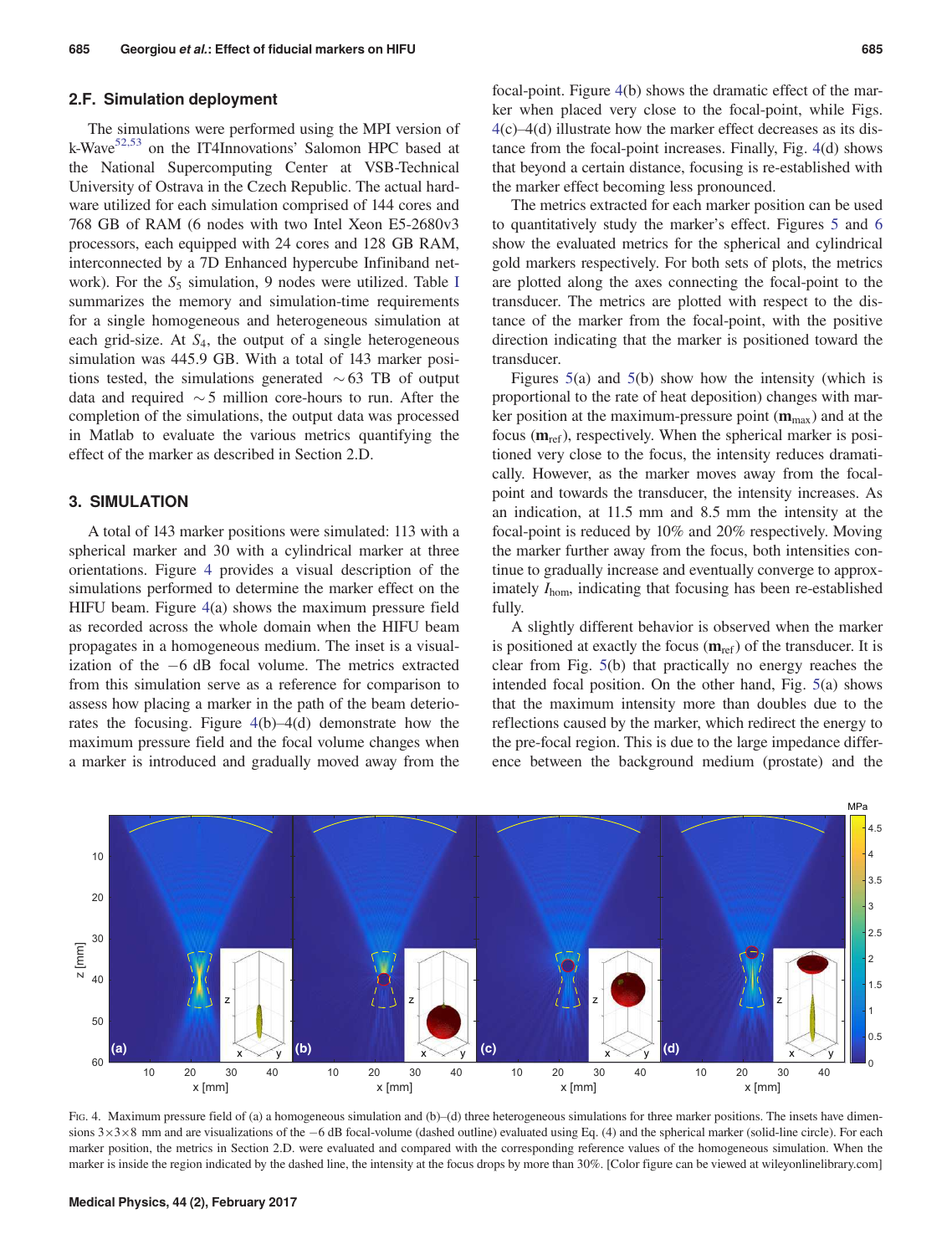### 2.F. Simulation deployment

The simulations were performed using the MPI version of k-Wave[52,53] on the IT4Innovations' Salomon HPC based at the National Supercomputing Center at VSB-Technical University of Ostrava in the Czech Republic. The actual hardware utilized for each simulation comprised of 144 cores and 768 GB of RAM (6 nodes with two Intel Xeon E5-2680v3 processors, each equipped with 24 cores and 128 GB RAM, interconnected by a 7D Enhanced hypercube Infiniband network). For the $S_5$ simulation, 9 nodes were utilized. Table I summarizes the memory and simulation-time requirements for a single homogeneous and heterogeneous simulation at each grid-size. At $S_4$, the output of a single heterogeneous simulation was 445.9 GB. With a total of 143 marker positions tested, the simulations generated $\sim$63 TB of output data and required $\sim$5 million core-hours to run. After the completion of the simulations, the output data was processed in Matlab to evaluate the various metrics quantifying the effect of the marker as described in Section 2.D.

## 3. SIMULATION

A total of 143 marker positions were simulated: 113 with a spherical marker and 30 with a cylindrical marker at three orientations. Figure 4 provides a visual description of the simulations performed to determine the marker effect on the HIFU beam. Figure 4(a) shows the maximum pressure field as recorded across the whole domain when the HIFU beam propagates in a homogeneous medium. The inset is a visualization of the $-6$ dB focal volume. The metrics extracted from this simulation serve as a reference for comparison to assess how placing a marker in the path of the beam deteriorates the focusing. Figure 4(b)–4(d) demonstrate how the maximum pressure field and the focal volume changes when a marker is introduced and gradually moved away from the focal-point. Figure 4(b) shows the dramatic effect of the marker when placed very close to the focal-point, while Figs. 4(c)–4(d) illustrate how the marker effect decreases as its distance from the focal-point increases. Finally, Fig. 4(d) shows that beyond a certain distance, focusing is re-established with the marker effect becoming less pronounced.

The metrics extracted for each marker position can be used to quantitatively study the marker's effect. Figures 5 and 6 show the evaluated metrics for the spherical and cylindrical gold markers respectively. For both sets of plots, the metrics are plotted along the axes connecting the focal-point to the transducer. The metrics are plotted with respect to the distance of the marker from the focal-point, with the positive direction indicating that the marker is positioned toward the transducer.

Figures 5(a) and 5(b) show how the intensity (which is proportional to the rate of heat deposition) changes with marker position at the maximum-pressure point ($\mathbf{m}_{max}$) and at the focus ($\mathbf{m}_{ref}$), respectively. When the spherical marker is positioned very close to the focus, the intensity reduces dramatically. However, as the marker moves away from the focal-point and towards the transducer, the intensity increases. As an indication, at 11.5 mm and 8.5 mm the intensity at the focal-point is reduced by 10% and 20% respectively. Moving the marker further away from the focus, both intensities continue to gradually increase and eventually converge to approximately $I_{hom}$, indicating that focusing has been re-established fully.

A slightly different behavior is observed when the marker is positioned at exactly the focus ($\mathbf{m}_{ref}$) of the transducer. It is clear from Fig. 5(b) that practically no energy reaches the intended focal position. On the other hand, Fig. 5(a) shows that the maximum intensity more than doubles due to the reflections caused by the marker, which redirect the energy to the pre-focal region. This is due to the large impedance difference between the background medium (prostate) and the

Fig. 4. Maximum pressure field of (a) a homogeneous simulation and (b)–(d) three heterogeneous simulations for three marker positions. The insets have dimensions 3×3×8 mm and are visualizations of the $-6$ dB focal-volume (dashed outline) evaluated using Eq. (4) and the spherical marker (solid-line circle). For each marker position, the metrics in Section 2.D. were evaluated and compared with the corresponding reference values of the homogeneous simulation. When the marker is inside the region indicated by the dashed line, the intensity at the focus drops by more than 30%. [Color figure can be viewed at wileyonlinelibrary.com]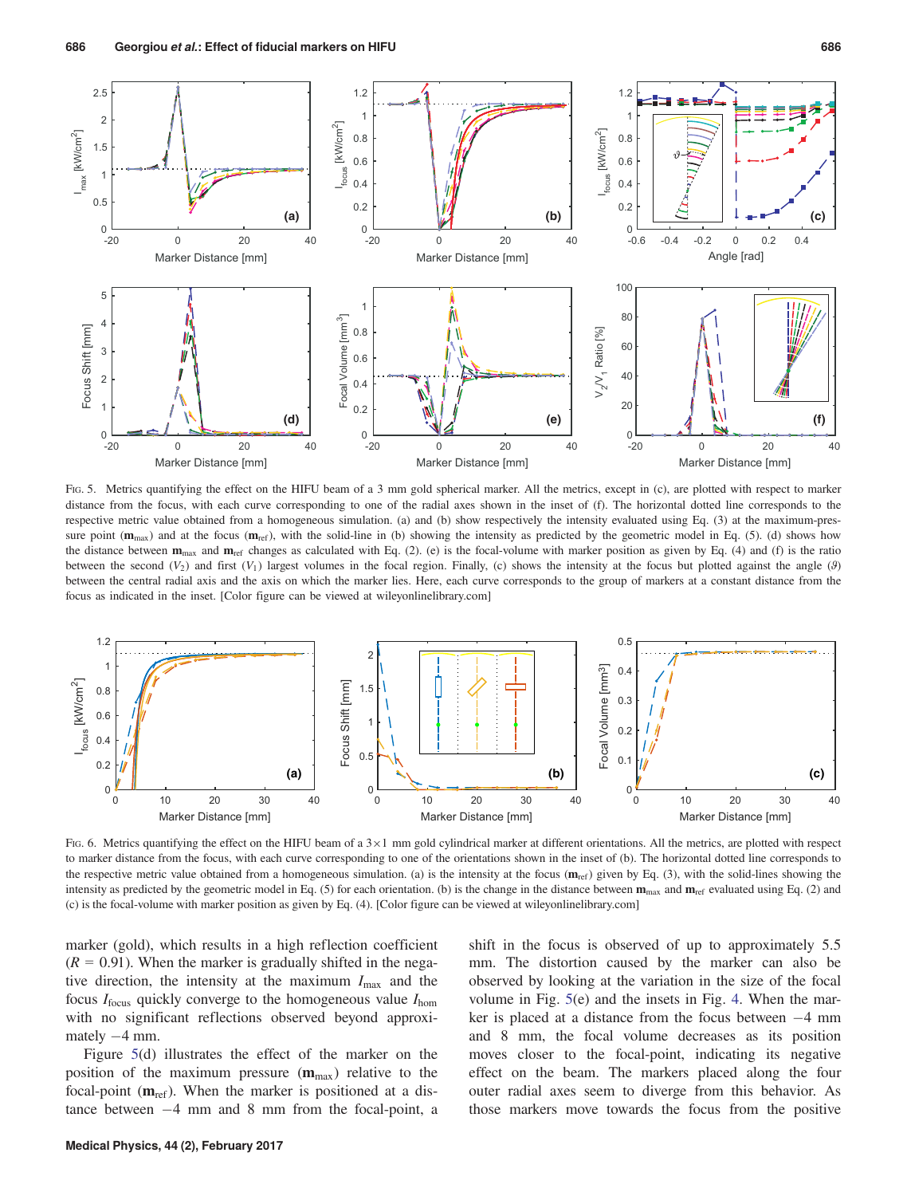(a)
$I_{max}$ [kW/cm$^2$]
2.5
2
1.5
1
0.5
0
-20
0
20
40
Marker Distance [mm]

(b)
$I_{focus}$ [kW/cm$^2$]
1.2
1
0.8
0.6
0.4
0.2
0
-20
0
20
40
Marker Distance [mm]

(c)
$I_{focus}$ [kW/cm$^2$]
1.2
1
0.8
0.6
0.4
0.2
0
-0.6
-0.4
-0.2
0
0.2
0.4
Angle [rad]
$\vartheta$

(d)
Focus Shift [mm]
5
4
3
2
1
0
-20
0
20
40
Marker Distance [mm]

(e)
Focal Volume [mm$^3$]
1
0.8
0.6
0.4
0.2
0
-20
0
20
40
Marker Distance [mm]

(f)
$V_2/V_1$ Ratio [%]
100
80
60
40
20
0
-20
0
20
40
Marker Distance [mm]

Fig. 5. Metrics quantifying the effect on the HIFU beam of a 3 mm gold spherical marker. All the metrics, except in (c), are plotted with respect to marker distance from the focus, with each curve corresponding to one of the radial axes shown in the inset of (f). The horizontal dotted line corresponds to the respective metric value obtained from a homogeneous simulation. (a) and (b) show respectively the intensity evaluated using Eq. (3) at the maximum-pressure point ($\mathbf{m}_{max}$) and at the focus ($\mathbf{m}_{ref}$), with the solid-line in (b) showing the intensity as predicted by the geometric model in Eq. (5). (d) shows how the distance between $\mathbf{m}_{max}$ and $\mathbf{m}_{ref}$ changes as calculated with Eq. (2). (e) is the focal-volume with marker position as given by Eq. (4) and (f) is the ratio between the second ($V_2$) and first ($V_1$) largest volumes in the focal region. Finally, (c) shows the intensity at the focus but plotted against the angle ($\vartheta$) between the central radial axis and the axis on which the marker lies. Here, each curve corresponds to the group of markers at a constant distance from the focus as indicated in the inset. [Color figure can be viewed at wileyonlinelibrary.com]

(a)
$I_{focus}$ [kW/cm$^2$]
1.2
1
0.8
0.6
0.4
0.2
0
0
10
20
30
40
Marker Distance [mm]

(b)
Focus Shift [mm]
2
1.5
1
0.5
0
0
10
20
30
40
Marker Distance [mm]

(c)
Focal Volume [mm$^3$]
0.5
0.4
0.3
0.2
0.1
0
0
10
20
30
40
Marker Distance [mm]

Fig. 6. Metrics quantifying the effect on the HIFU beam of a 3×1 mm gold cylindrical marker at different orientations. All the metrics, are plotted with respect to marker distance from the focus, with each curve corresponding to one of the orientations shown in the inset of (b). The horizontal dotted line corresponds to the respective metric value obtained from a homogeneous simulation. (a) is the intensity at the focus ($\mathbf{m}_{ref}$) given by Eq. (3), with the solid-lines showing the intensity as predicted by the geometric model in Eq. (5) for each orientation. (b) is the change in the distance between $\mathbf{m}_{max}$ and $\mathbf{m}_{ref}$ evaluated using Eq. (2) and (c) is the focal-volume with marker position as given by Eq. (4). [Color figure can be viewed at wileyonlinelibrary.com]

marker (gold), which results in a high reflection coefficient ($R$ = 0.91). When the marker is gradually shifted in the negative direction, the intensity at the maximum $I_{max}$ and the focus $I_{focus}$ quickly converge to the homogeneous value $I_{hom}$ with no significant reflections observed beyond approximately −4 mm.

Figure 5(d) illustrates the effect of the marker on the position of the maximum pressure ($\mathbf{m}_{max}$) relative to the focal-point ($\mathbf{m}_{ref}$). When the marker is positioned at a distance between −4 mm and 8 mm from the focal-point, a shift in the focus is observed of up to approximately 5.5 mm. The distortion caused by the marker can also be observed by looking at the variation in the size of the focal volume in Fig. 5(e) and the insets in Fig. 4. When the marker is placed at a distance from the focus between −4 mm and 8 mm, the focal volume decreases as its position moves closer to the focal-point, indicating its negative effect on the beam. The markers placed along the four outer radial axes seem to diverge from this behavior. As those markers move towards the focus from the positive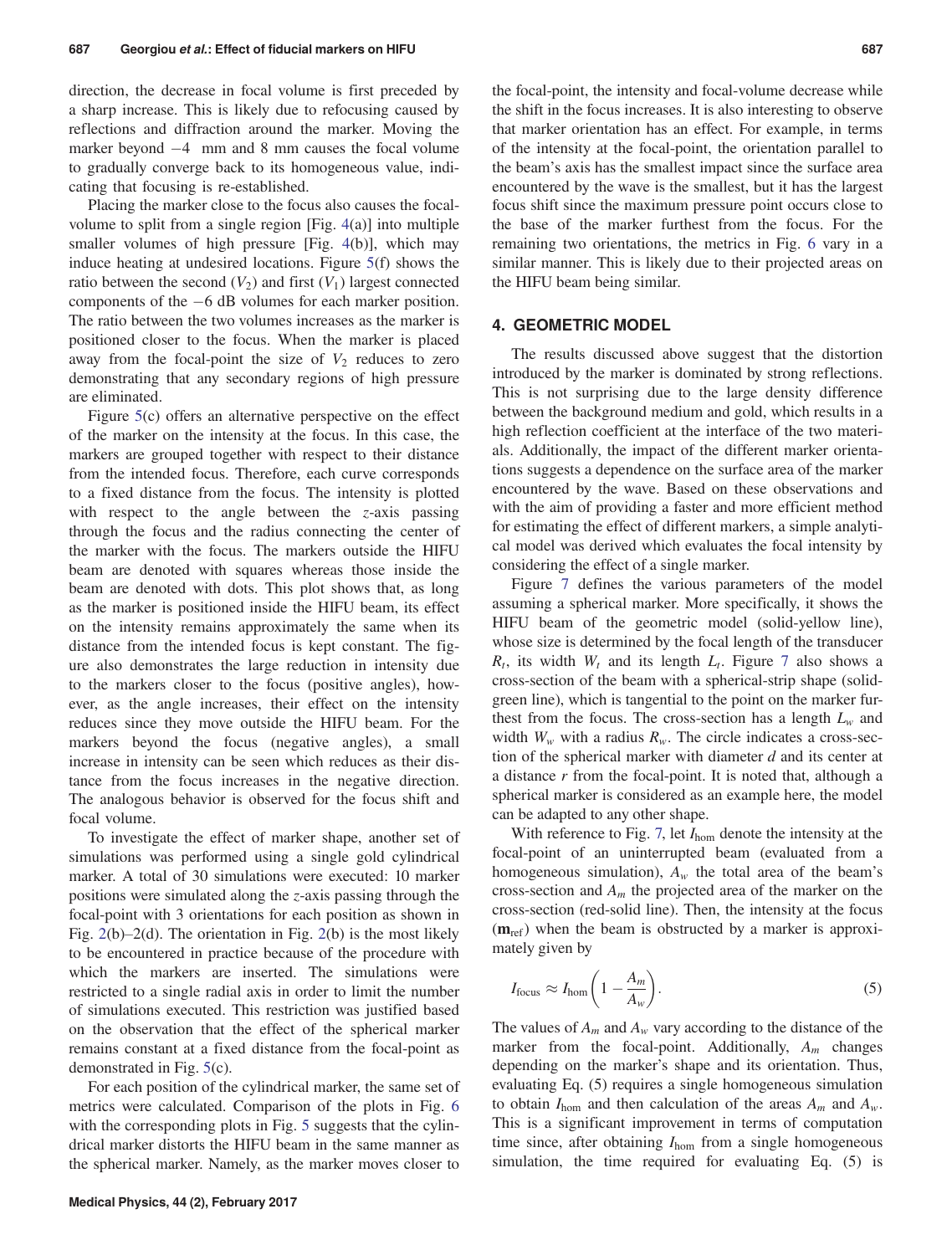direction, the decrease in focal volume is first preceded by a sharp increase. This is likely due to refocusing caused by reflections and diffraction around the marker. Moving the marker beyond −4 mm and 8 mm causes the focal volume to gradually converge back to its homogeneous value, indicating that focusing is re-established.

Placing the marker close to the focus also causes the focal-volume to split from a single region [Fig. 4(a)] into multiple smaller volumes of high pressure [Fig. 4(b)], which may induce heating at undesired locations. Figure 5(f) shows the ratio between the second ($V_2$) and first ($V_1$) largest connected components of the −6 dB volumes for each marker position. The ratio between the two volumes increases as the marker is positioned closer to the focus. When the marker is placed away from the focal-point the size of $V_2$ reduces to zero demonstrating that any secondary regions of high pressure are eliminated.

Figure 5(c) offers an alternative perspective on the effect of the marker on the intensity at the focus. In this case, the markers are grouped together with respect to their distance from the intended focus. Therefore, each curve corresponds to a fixed distance from the focus. The intensity is plotted with respect to the angle between the $z$-axis passing through the focus and the radius connecting the center of the marker with the focus. The markers outside the HIFU beam are denoted with squares whereas those inside the beam are denoted with dots. This plot shows that, as long as the marker is positioned inside the HIFU beam, its effect on the intensity remains approximately the same when its distance from the intended focus is kept constant. The figure also demonstrates the large reduction in intensity due to the markers closer to the focus (positive angles), however, as the angle increases, their effect on the intensity reduces since they move outside the HIFU beam. For the markers beyond the focus (negative angles), a small increase in intensity can be seen which reduces as their distance from the focus increases in the negative direction. The analogous behavior is observed for the focus shift and focal volume.

To investigate the effect of marker shape, another set of simulations was performed using a single gold cylindrical marker. A total of 30 simulations were executed: 10 marker positions were simulated along the $z$-axis passing through the focal-point with 3 orientations for each position as shown in Fig. 2(b)–2(d). The orientation in Fig. 2(b) is the most likely to be encountered in practice because of the procedure with which the markers are inserted. The simulations were restricted to a single radial axis in order to limit the number of simulations executed. This restriction was justified based on the observation that the effect of the spherical marker remains constant at a fixed distance from the focal-point as demonstrated in Fig. 5(c).

For each position of the cylindrical marker, the same set of metrics were calculated. Comparison of the plots in Fig. 6 with the corresponding plots in Fig. 5 suggests that the cylindrical marker distorts the HIFU beam in the same manner as the spherical marker. Namely, as the marker moves closer to the focal-point, the intensity and focal-volume decrease while the shift in the focus increases. It is also interesting to observe that marker orientation has an effect. For example, in terms of the intensity at the focal-point, the orientation parallel to the beam's axis has the smallest impact since the surface area encountered by the wave is the smallest, but it has the largest focus shift since the maximum pressure point occurs close to the base of the marker furthest from the focus. For the remaining two orientations, the metrics in Fig. 6 vary in a similar manner. This is likely due to their projected areas on the HIFU beam being similar.

## 4. GEOMETRIC MODEL

The results discussed above suggest that the distortion introduced by the marker is dominated by strong reflections. This is not surprising due to the large density difference between the background medium and gold, which results in a high reflection coefficient at the interface of the two materials. Additionally, the impact of the different marker orientations suggests a dependence on the surface area of the marker encountered by the wave. Based on these observations and with the aim of providing a faster and more efficient method for estimating the effect of different markers, a simple analytical model was derived which evaluates the focal intensity by considering the effect of a single marker.

Figure 7 defines the various parameters of the model assuming a spherical marker. More specifically, it shows the HIFU beam of the geometric model (solid-yellow line), whose size is determined by the focal length of the transducer $R_t$, its width $W_t$ and its length $L_t$. Figure 7 also shows a cross-section of the beam with a spherical-strip shape (solid-green line), which is tangential to the point on the marker furthest from the focus. The cross-section has a length $L_w$ and width $W_w$ with a radius $R_w$. The circle indicates a cross-section of the spherical marker with diameter $d$ and its center at a distance $r$ from the focal-point. It is noted that, although a spherical marker is considered as an example here, the model can be adapted to any other shape.

With reference to Fig. 7, let $I_{\text{hom}}$ denote the intensity at the focal-point of an uninterrupted beam (evaluated from a homogeneous simulation), $A_w$ the total area of the beam's cross-section and $A_m$ the projected area of the marker on the cross-section (red-solid line). Then, the intensity at the focus ($\mathbf{m}_{\text{ref}}$) when the beam is obstructed by a marker is approximately given by

$$I_{\text{focus}} \approx I_{\text{hom}}\left(1 - \frac{A_m}{A_w}\right). \tag{5}$$

The values of $A_m$ and $A_w$ vary according to the distance of the marker from the focal-point. Additionally, $A_m$ changes depending on the marker's shape and its orientation. Thus, evaluating Eq. (5) requires a single homogeneous simulation to obtain $I_{\text{hom}}$ and then calculation of the areas $A_m$ and $A_w$. This is a significant improvement in terms of computation time since, after obtaining $I_{\text{hom}}$ from a single homogeneous simulation, the time required for evaluating Eq. (5) is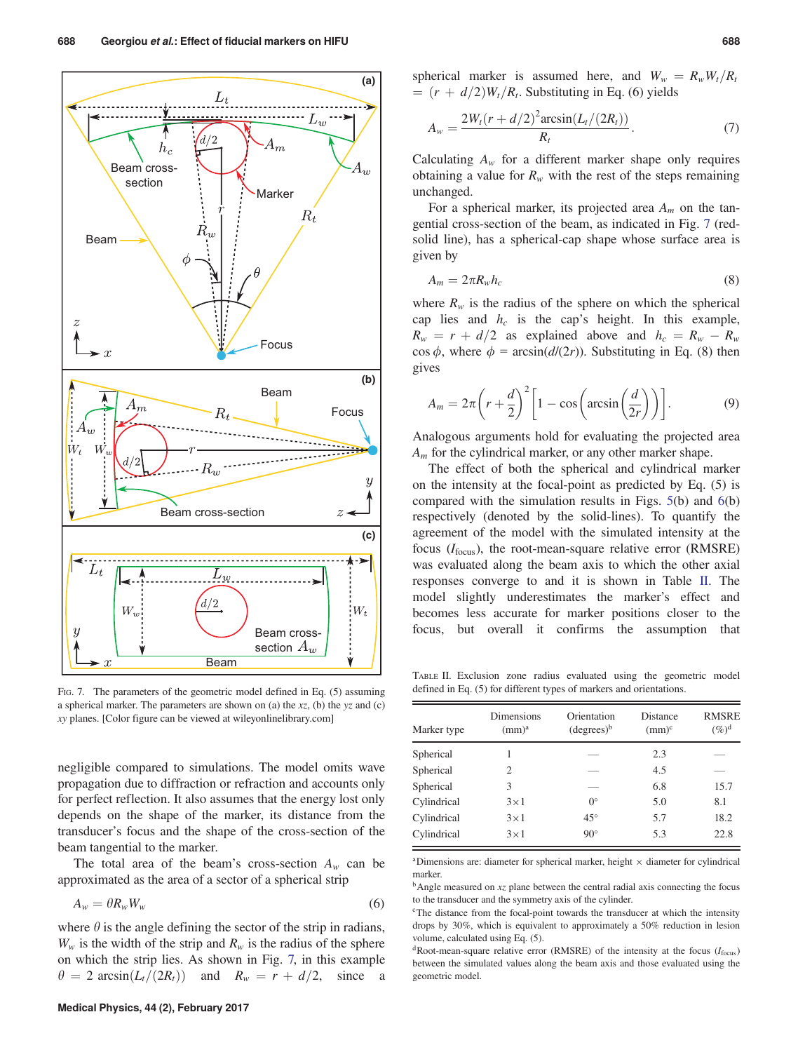Fig. 7. The parameters of the geometric model defined in Eq. (5) assuming a spherical marker. The parameters are shown on (a) the *xz*, (b) the *yz* and (c) *xy* planes. [Color figure can be viewed at wileyonlinelibrary.com]

negligible compared to simulations. The model omits wave propagation due to diffraction or refraction and accounts only for perfect reflection. It also assumes that the energy lost only depends on the shape of the marker, its distance from the transducer's focus and the shape of the cross-section of the beam tangential to the marker.

The total area of the beam's cross-section $A_w$ can be approximated as the area of a sector of a spherical strip

$$A_w = \theta R_w W_w \tag{6}$$

where $\theta$ is the angle defining the sector of the strip in radians, $W_w$ is the width of the strip and $R_w$ is the radius of the sphere on which the strip lies. As shown in Fig. 7, in this example $\theta = 2\arcsin(L_t/(2R_t))$ and $R_w = r + d/2$, since a spherical marker is assumed here, and $W_w = R_w W_t/R_t = (r + d/2)W_t/R_t$. Substituting in Eq. (6) yields

$$A_w = \frac{2W_t(r + d/2)^2 \arcsin(L_t/(2R_t))}{R_t}. \tag{7}$$

Calculating $A_w$ for a different marker shape only requires obtaining a value for $R_w$ with the rest of the steps remaining unchanged.

For a spherical marker, its projected area $A_m$ on the tangential cross-section of the beam, as indicated in Fig. 7 (red-solid line), has a spherical-cap shape whose surface area is given by

$$A_m = 2\pi R_w h_c \tag{8}$$

where $R_w$ is the radius of the sphere on which the spherical cap lies and $h_c$ is the cap's height. In this example, $R_w = r + d/2$ as explained above and $h_c = R_w - R_w \cos\phi$, where $\phi = \arcsin(d/(2r))$. Substituting in Eq. (8) then gives

$$A_m = 2\pi\left(r + \frac{d}{2}\right)^2 \left[1 - \cos\left(\arcsin\left(\frac{d}{2r}\right)\right)\right]. \tag{9}$$

Analogous arguments hold for evaluating the projected area $A_m$ for the cylindrical marker, or any other marker shape.

The effect of both the spherical and cylindrical marker on the intensity at the focal-point as predicted by Eq. (5) is compared with the simulation results in Figs. 5(b) and 6(b) respectively (denoted by the solid-lines). To quantify the agreement of the model with the simulated intensity at the focus ($I_{focus}$), the root-mean-square relative error (RMSRE) was evaluated along the beam axis to which the other axial responses converge to and it is shown in Table II. The model slightly underestimates the marker's effect and becomes less accurate for marker positions closer to the focus, but overall it confirms the assumption that

Table II. Exclusion zone radius evaluated using the geometric model defined in Eq. (5) for different types of markers and orientations.

| Marker type | Dimensions (mm)[a] | Orientation (degrees)[b] | Distance (mm)[c] | RMSRE (%)[d] |
|---|---|---|---|---|
| Spherical | 1 | — | 2.3 | — |
| Spherical | 2 | — | 4.5 | — |
| Spherical | 3 | — | 6.8 | 15.7 |
| Cylindrical | 3×1 | 0° | 5.0 | 8.1 |
| Cylindrical | 3×1 | 45° | 5.7 | 18.2 |
| Cylindrical | 3×1 | 90° | 5.3 | 22.8 |

[a]Dimensions are: diameter for spherical marker, height × diameter for cylindrical marker.
[b]Angle measured on *xz* plane between the central radial axis connecting the focus to the transducer and the symmetry axis of the cylinder.
[c]The distance from the focal-point towards the transducer at which the intensity drops by 30%, which is equivalent to approximately a 50% reduction in lesion volume, calculated using Eq. (5).
[d]Root-mean-square relative error (RMSRE) of the intensity at the focus ($I_{focus}$) between the simulated values along the beam axis and those evaluated using the geometric model.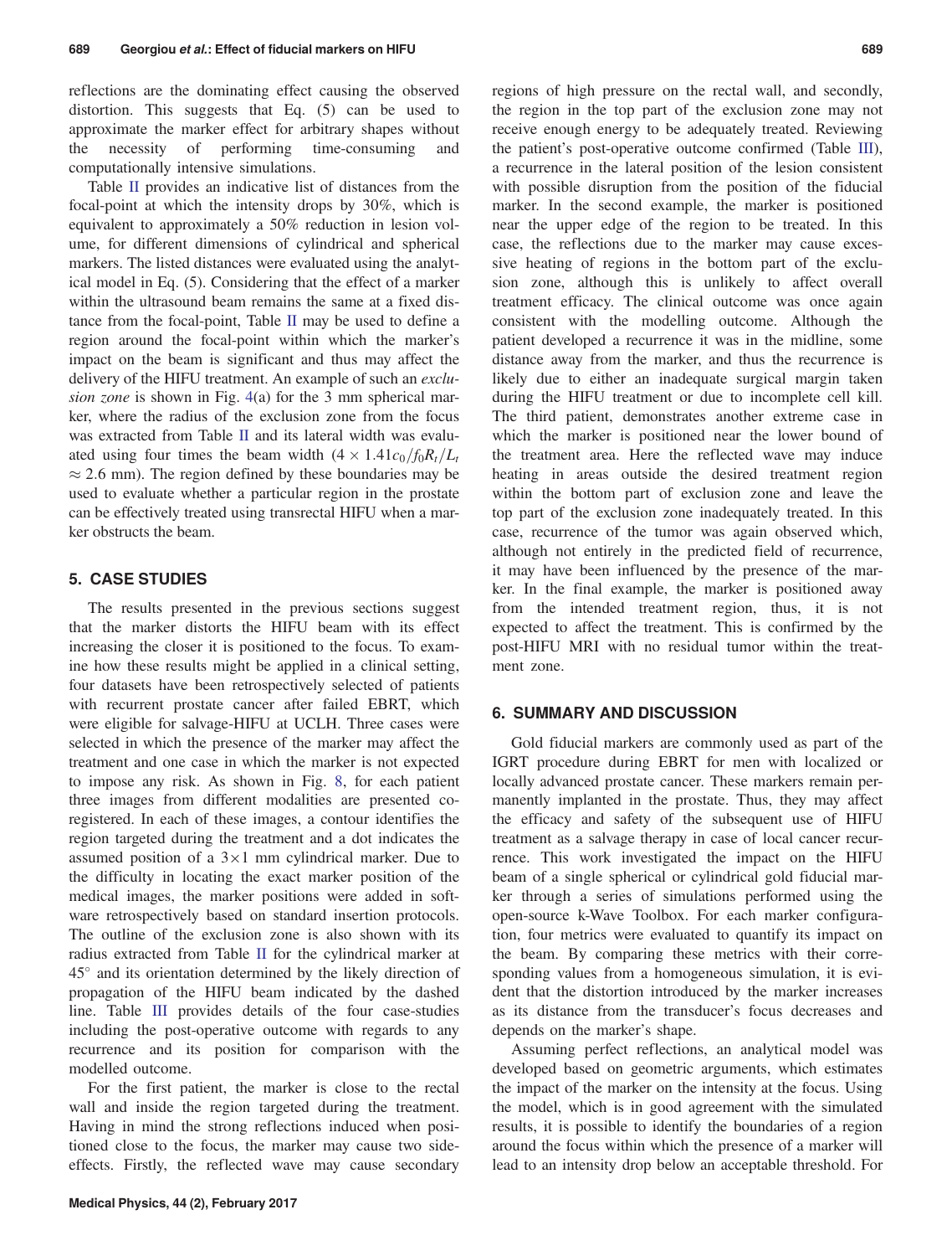reflections are the dominating effect causing the observed distortion. This suggests that Eq. (5) can be used to approximate the marker effect for arbitrary shapes without the necessity of performing time-consuming and computationally intensive simulations.

Table II provides an indicative list of distances from the focal-point at which the intensity drops by 30%, which is equivalent to approximately a 50% reduction in lesion volume, for different dimensions of cylindrical and spherical markers. The listed distances were evaluated using the analytical model in Eq. (5). Considering that the effect of a marker within the ultrasound beam remains the same at a fixed distance from the focal-point, Table II may be used to define a region around the focal-point within which the marker's impact on the beam is significant and thus may affect the delivery of the HIFU treatment. An example of such an *exclusion zone* is shown in Fig. 4(a) for the 3 mm spherical marker, where the radius of the exclusion zone from the focus was extracted from Table II and its lateral width was evaluated using four times the beam width ($4 \times 1.41 c_0/f_0 R_t/L_t \approx 2.6$ mm). The region defined by these boundaries may be used to evaluate whether a particular region in the prostate can be effectively treated using transrectal HIFU when a marker obstructs the beam.

## 5. CASE STUDIES

The results presented in the previous sections suggest that the marker distorts the HIFU beam with its effect increasing the closer it is positioned to the focus. To examine how these results might be applied in a clinical setting, four datasets have been retrospectively selected of patients with recurrent prostate cancer after failed EBRT, which were eligible for salvage-HIFU at UCLH. Three cases were selected in which the presence of the marker may affect the treatment and one case in which the marker is not expected to impose any risk. As shown in Fig. 8, for each patient three images from different modalities are presented co-registered. In each of these images, a contour identifies the region targeted during the treatment and a dot indicates the assumed position of a $3 \times 1$ mm cylindrical marker. Due to the difficulty in locating the exact marker position of the medical images, the marker positions were added in software retrospectively based on standard insertion protocols. The outline of the exclusion zone is also shown with its radius extracted from Table II for the cylindrical marker at $45^{\circ}$ and its orientation determined by the likely direction of propagation of the HIFU beam indicated by the dashed line. Table III provides details of the four case-studies including the post-operative outcome with regards to any recurrence and its position for comparison with the modelled outcome.

For the first patient, the marker is close to the rectal wall and inside the region targeted during the treatment. Having in mind the strong reflections induced when positioned close to the focus, the marker may cause two side-effects. Firstly, the reflected wave may cause secondary regions of high pressure on the rectal wall, and secondly, the region in the top part of the exclusion zone may not receive enough energy to be adequately treated. Reviewing the patient's post-operative outcome confirmed (Table III), a recurrence in the lateral position of the lesion consistent with possible disruption from the position of the fiducial marker. In the second example, the marker is positioned near the upper edge of the region to be treated. In this case, the reflections due to the marker may cause excessive heating of regions in the bottom part of the exclusion zone, although this is unlikely to affect overall treatment efficacy. The clinical outcome was once again consistent with the modelling outcome. Although the patient developed a recurrence it was in the midline, some distance away from the marker, and thus the recurrence is likely due to either an inadequate surgical margin taken during the HIFU treatment or due to incomplete cell kill. The third patient, demonstrates another extreme case in which the marker is positioned near the lower bound of the treatment area. Here the reflected wave may induce heating in areas outside the desired treatment region within the bottom part of exclusion zone and leave the top part of the exclusion zone inadequately treated. In this case, recurrence of the tumor was again observed which, although not entirely in the predicted field of recurrence, it may have been influenced by the presence of the marker. In the final example, the marker is positioned away from the intended treatment region, thus, it is not expected to affect the treatment. This is confirmed by the post-HIFU MRI with no residual tumor within the treatment zone.

## 6. SUMMARY AND DISCUSSION

Gold fiducial markers are commonly used as part of the IGRT procedure during EBRT for men with localized or locally advanced prostate cancer. These markers remain permanently implanted in the prostate. Thus, they may affect the efficacy and safety of the subsequent use of HIFU treatment as a salvage therapy in case of local cancer recurrence. This work investigated the impact on the HIFU beam of a single spherical or cylindrical gold fiducial marker through a series of simulations performed using the open-source k-Wave Toolbox. For each marker configuration, four metrics were evaluated to quantify its impact on the beam. By comparing these metrics with their corresponding values from a homogeneous simulation, it is evident that the distortion introduced by the marker increases as its distance from the transducer's focus decreases and depends on the marker's shape.

Assuming perfect reflections, an analytical model was developed based on geometric arguments, which estimates the impact of the marker on the intensity at the focus. Using the model, which is in good agreement with the simulated results, it is possible to identify the boundaries of a region around the focus within which the presence of a marker will lead to an intensity drop below an acceptable threshold. For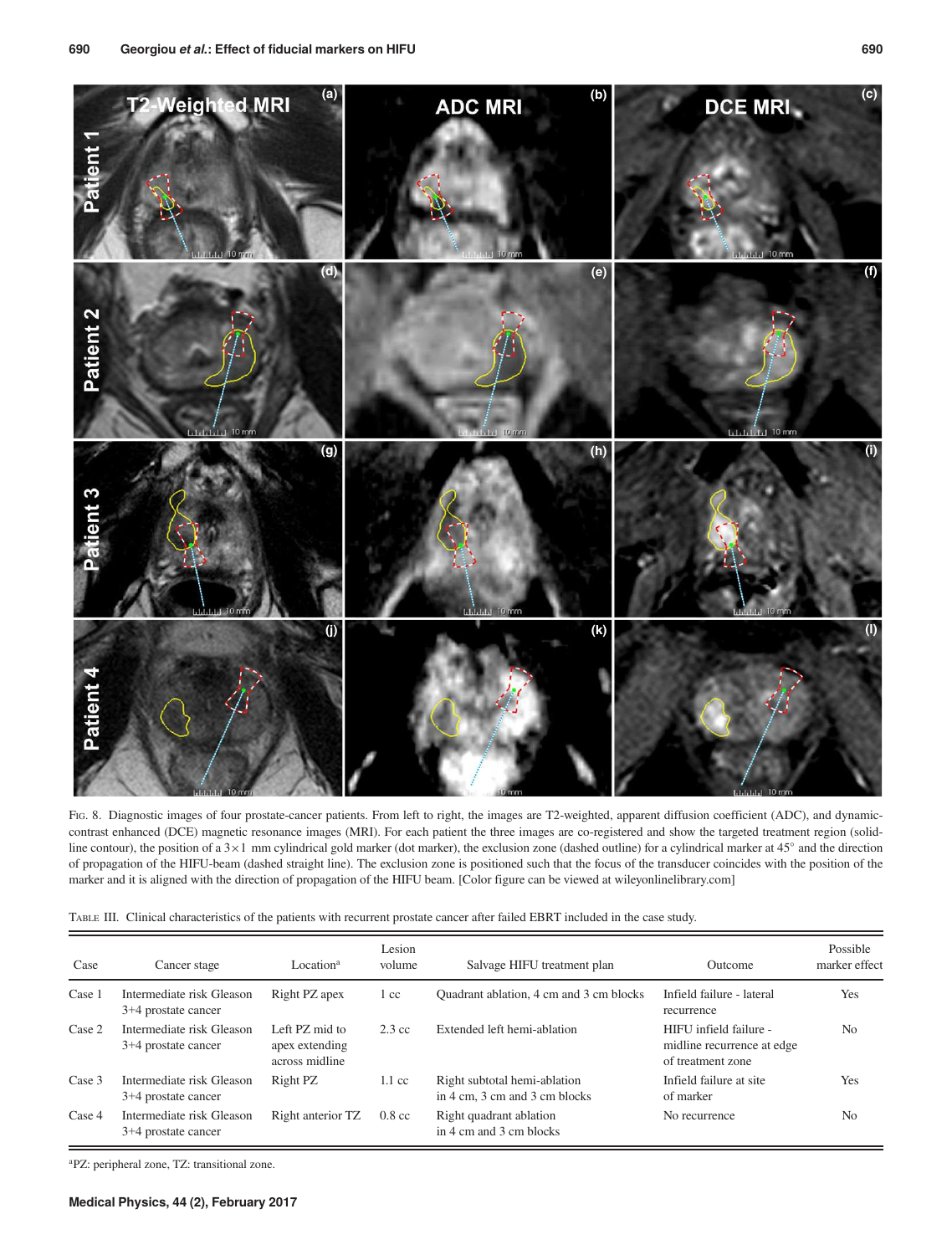Fig. 8. Diagnostic images of four prostate-cancer patients. From left to right, the images are T2-weighted, apparent diffusion coefficient (ADC), and dynamic-contrast enhanced (DCE) magnetic resonance images (MRI). For each patient the three images are co-registered and show the targeted treatment region (solid-line contour), the position of a $3 \times 1$ mm cylindrical gold marker (dot marker), the exclusion zone (dashed outline) for a cylindrical marker at 45° and the direction of propagation of the HIFU-beam (dashed straight line). The exclusion zone is positioned such that the focus of the transducer coincides with the position of the marker and it is aligned with the direction of propagation of the HIFU beam. [Color figure can be viewed at wileyonlinelibrary.com]

Table III. Clinical characteristics of the patients with recurrent prostate cancer after failed EBRT included in the case study.

| Case | Cancer stage | Location[a] | Lesion volume | Salvage HIFU treatment plan | Outcome | Possible marker effect |
|---|---|---|---|---|---|---|
| Case 1 | Intermediate risk Gleason 3+4 prostate cancer | Right PZ apex | 1 cc | Quadrant ablation, 4 cm and 3 cm blocks | Infield failure - lateral recurrence | Yes |
| Case 2 | Intermediate risk Gleason 3+4 prostate cancer | Left PZ mid to apex extending across midline | 2.3 cc | Extended left hemi-ablation | HIFU infield failure - midline recurrence at edge of treatment zone | No |
| Case 3 | Intermediate risk Gleason 3+4 prostate cancer | Right PZ | 1.1 cc | Right subtotal hemi-ablation in 4 cm, 3 cm and 3 cm blocks | Infield failure at site of marker | Yes |
| Case 4 | Intermediate risk Gleason 3+4 prostate cancer | Right anterior TZ | 0.8 cc | Right quadrant ablation in 4 cm and 3 cm blocks | No recurrence | No |

[a]PZ: peripheral zone, TZ: transitional zone.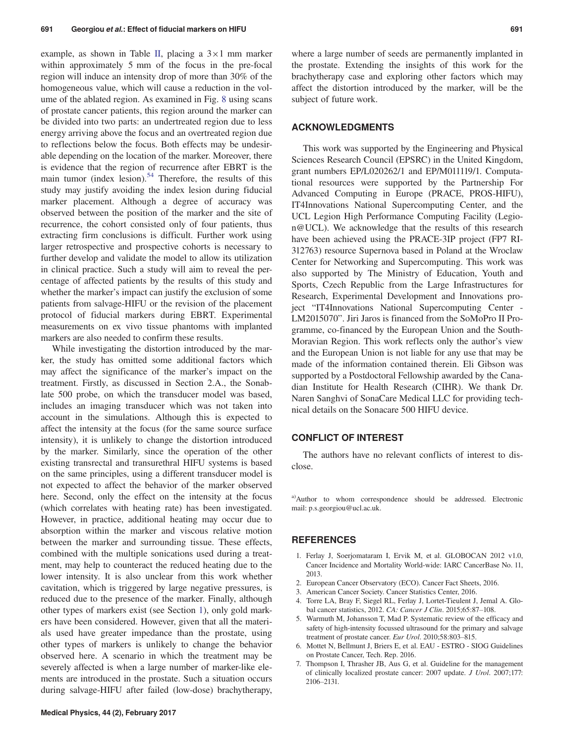example, as shown in Table II, placing a $3\times1$ mm marker within approximately 5 mm of the focus in the pre-focal region will induce an intensity drop of more than 30% of the homogeneous value, which will cause a reduction in the volume of the ablated region. As examined in Fig. 8 using scans of prostate cancer patients, this region around the marker can be divided into two parts: an undertreated region due to less energy arriving above the focus and an overtreated region due to reflections below the focus. Both effects may be undesirable depending on the location of the marker. Moreover, there is evidence that the region of recurrence after EBRT is the main tumor (index lesion).[54] Therefore, the results of this study may justify avoiding the index lesion during fiducial marker placement. Although a degree of accuracy was observed between the position of the marker and the site of recurrence, the cohort consisted only of four patients, thus extracting firm conclusions is difficult. Further work using larger retrospective and prospective cohorts is necessary to further develop and validate the model to allow its utilization in clinical practice. Such a study will aim to reveal the percentage of affected patients by the results of this study and whether the marker's impact can justify the exclusion of some patients from salvage-HIFU or the revision of the placement protocol of fiducial markers during EBRT. Experimental measurements on ex vivo tissue phantoms with implanted markers are also needed to confirm these results.

While investigating the distortion introduced by the marker, the study has omitted some additional factors which may affect the significance of the marker's impact on the treatment. Firstly, as discussed in Section 2.A., the Sonablate 500 probe, on which the transducer model was based, includes an imaging transducer which was not taken into account in the simulations. Although this is expected to affect the intensity at the focus (for the same source surface intensity), it is unlikely to change the distortion introduced by the marker. Similarly, since the operation of the other existing transrectal and transurethral HIFU systems is based on the same principles, using a different transducer model is not expected to affect the behavior of the marker observed here. Second, only the effect on the intensity at the focus (which correlates with heating rate) has been investigated. However, in practice, additional heating may occur due to absorption within the marker and viscous relative motion between the marker and surrounding tissue. These effects, combined with the multiple sonications used during a treatment, may help to counteract the reduced heating due to the lower intensity. It is also unclear from this work whether cavitation, which is triggered by large negative pressures, is reduced due to the presence of the marker. Finally, although other types of markers exist (see Section 1), only gold markers have been considered. However, given that all the materials used have greater impedance than the prostate, using other types of markers is unlikely to change the behavior observed here. A scenario in which the treatment may be severely affected is when a large number of marker-like elements are introduced in the prostate. Such a situation occurs during salvage-HIFU after failed (low-dose) brachytherapy, where a large number of seeds are permanently implanted in the prostate. Extending the insights of this work for the brachytherapy case and exploring other factors which may affect the distortion introduced by the marker, will be the subject of future work.

## ACKNOWLEDGMENTS

This work was supported by the Engineering and Physical Sciences Research Council (EPSRC) in the United Kingdom, grant numbers EP/L020262/1 and EP/M011119/1. Computational resources were supported by the Partnership For Advanced Computing in Europe (PRACE, PROS-HIFU), IT4Innovations National Supercomputing Center, and the UCL Legion High Performance Computing Facility (Legion@UCL). We acknowledge that the results of this research have been achieved using the PRACE-3IP project (FP7 RI-312763) resource Supernova based in Poland at the Wroclaw Center for Networking and Supercomputing. This work was also supported by The Ministry of Education, Youth and Sports, Czech Republic from the Large Infrastructures for Research, Experimental Development and Innovations project "IT4Innovations National Supercomputing Center - LM2015070". Jiri Jaros is financed from the SoMoPro II Programme, co-financed by the European Union and the South-Moravian Region. This work reflects only the author's view and the European Union is not liable for any use that may be made of the information contained therein. Eli Gibson was supported by a Postdoctoral Fellowship awarded by the Canadian Institute for Health Research (CIHR). We thank Dr. Naren Sanghvi of SonaCare Medical LLC for providing technical details on the Sonacare 500 HIFU device.

## CONFLICT OF INTEREST

The authors have no relevant conflicts of interest to disclose.

[a]Author to whom correspondence should be addressed. Electronic mail: p.s.georgiou@ucl.ac.uk.

## REFERENCES

1. Ferlay J, Soerjomataram I, Ervik M, et al. GLOBOCAN 2012 v1.0, Cancer Incidence and Mortality World-wide: IARC CancerBase No. 11, 2013.
2. European Cancer Observatory (ECO). Cancer Fact Sheets, 2016.
3. American Cancer Society. Cancer Statistics Center, 2016.
4. Torre LA, Bray F, Siegel RL, Ferlay J, Lortet-Tieulent J, Jemal A. Global cancer statistics, 2012. *CA: Cancer J Clin*. 2015;65:87–108.
5. Warmuth M, Johansson T, Mad P. Systematic review of the efficacy and safety of high-intensity focussed ultrasound for the primary and salvage treatment of prostate cancer. *Eur Urol*. 2010;58:803–815.
6. Mottet N, Bellmunt J, Briers E, et al. EAU - ESTRO - SIOG Guidelines on Prostate Cancer, Tech. Rep. 2016.
7. Thompson I, Thrasher JB, Aus G, et al. Guideline for the management of clinically localized prostate cancer: 2007 update. *J Urol*. 2007;177: 2106–2131.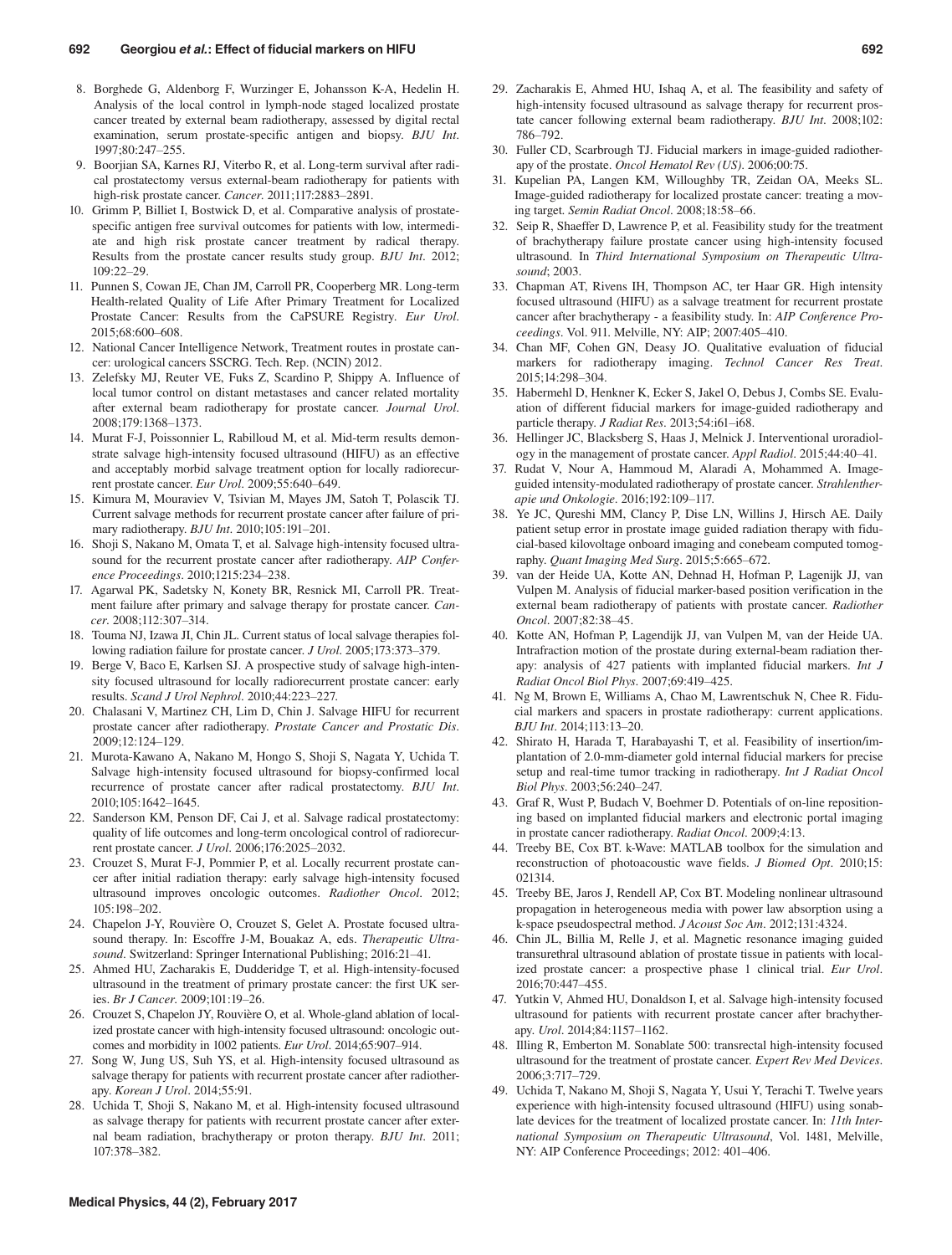8. Borghede G, Aldenborg F, Wurzinger E, Johansson K-A, Hedelin H. Analysis of the local control in lymph-node staged localized prostate cancer treated by external beam radiotherapy, assessed by digital rectal examination, serum prostate-specific antigen and biopsy. *BJU Int*. 1997;80:247–255.
9. Boorjian SA, Karnes RJ, Viterbo R, et al. Long-term survival after radical prostatectomy versus external-beam radiotherapy for patients with high-risk prostate cancer. *Cancer*. 2011;117:2883–2891.
10. Grimm P, Billiet I, Bostwick D, et al. Comparative analysis of prostate-specific antigen free survival outcomes for patients with low, intermediate and high risk prostate cancer treatment by radical therapy. Results from the prostate cancer results study group. *BJU Int*. 2012; 109:22–29.
11. Punnen S, Cowan JE, Chan JM, Carroll PR, Cooperberg MR. Long-term Health-related Quality of Life After Primary Treatment for Localized Prostate Cancer: Results from the CaPSURE Registry. *Eur Urol*. 2015;68:600–608.
12. National Cancer Intelligence Network, Treatment routes in prostate cancer: urological cancers SSCRG. Tech. Rep. (NCIN) 2012.
13. Zelefsky MJ, Reuter VE, Fuks Z, Scardino P, Shippy A. Influence of local tumor control on distant metastases and cancer related mortality after external beam radiotherapy for prostate cancer. *Journal Urol*. 2008;179:1368–1373.
14. Murat F-J, Poissonnier L, Rabilloud M, et al. Mid-term results demonstrate salvage high-intensity focused ultrasound (HIFU) as an effective and acceptably morbid salvage treatment option for locally radiorecurrent prostate cancer. *Eur Urol*. 2009;55:640–649.
15. Kimura M, Mouraviev V, Tsivian M, Mayes JM, Satoh T, Polascik TJ. Current salvage methods for recurrent prostate cancer after failure of primary radiotherapy. *BJU Int*. 2010;105:191–201.
16. Shoji S, Nakano M, Omata T, et al. Salvage high-intensity focused ultrasound for the recurrent prostate cancer after radiotherapy. *AIP Conference Proceedings*. 2010;1215:234–238.
17. Agarwal PK, Sadetsky N, Konety BR, Resnick MI, Carroll PR. Treatment failure after primary and salvage therapy for prostate cancer. *Cancer*. 2008;112:307–314.
18. Touma NJ, Izawa JI, Chin JL. Current status of local salvage therapies following radiation failure for prostate cancer. *J Urol*. 2005;173:373–379.
19. Berge V, Baco E, Karlsen SJ. A prospective study of salvage high-intensity focused ultrasound for locally radiorecurrent prostate cancer: early results. *Scand J Urol Nephrol*. 2010;44:223–227.
20. Chalasani V, Martinez CH, Lim D, Chin J. Salvage HIFU for recurrent prostate cancer after radiotherapy. *Prostate Cancer and Prostatic Dis*. 2009;12:124–129.
21. Murota-Kawano A, Nakano M, Hongo S, Shoji S, Nagata Y, Uchida T. Salvage high-intensity focused ultrasound for biopsy-confirmed local recurrence of prostate cancer after radical prostatectomy. *BJU Int*. 2010;105:1642–1645.
22. Sanderson KM, Penson DF, Cai J, et al. Salvage radical prostatectomy: quality of life outcomes and long-term oncological control of radiorecurrent prostate cancer. *J Urol*. 2006;176:2025–2032.
23. Crouzet S, Murat F-J, Pommier P, et al. Locally recurrent prostate cancer after initial radiation therapy: early salvage high-intensity focused ultrasound improves oncologic outcomes. *Radiother Oncol*. 2012; 105:198–202.
24. Chapelon J-Y, Rouvière O, Crouzet S, Gelet A. Prostate focused ultrasound therapy. In: Escoffre J-M, Bouakaz A, eds. *Therapeutic Ultrasound*. Switzerland: Springer International Publishing; 2016:21–41.
25. Ahmed HU, Zacharakis E, Dudderidge T, et al. High-intensity-focused ultrasound in the treatment of primary prostate cancer: the first UK series. *Br J Cancer*. 2009;101:19–26.
26. Crouzet S, Chapelon JY, Rouvière O, et al. Whole-gland ablation of localized prostate cancer with high-intensity focused ultrasound: oncologic outcomes and morbidity in 1002 patients. *Eur Urol*. 2014;65:907–914.
27. Song W, Jung US, Suh YS, et al. High-intensity focused ultrasound as salvage therapy for patients with recurrent prostate cancer after radiotherapy. *Korean J Urol*. 2014;55:91.
28. Uchida T, Shoji S, Nakano M, et al. High-intensity focused ultrasound as salvage therapy for patients with recurrent prostate cancer after external beam radiation, brachytherapy or proton therapy. *BJU Int*. 2011; 107:378–382.
29. Zacharakis E, Ahmed HU, Ishaq A, et al. The feasibility and safety of high-intensity focused ultrasound as salvage therapy for recurrent prostate cancer following external beam radiotherapy. *BJU Int*. 2008;102: 786–792.
30. Fuller CD, Scarbrough TJ. Fiducial markers in image-guided radiotherapy of the prostate. *Oncol Hematol Rev (US)*. 2006;00:75.
31. Kupelian PA, Langen KM, Willoughby TR, Zeidan OA, Meeks SL. Image-guided radiotherapy for localized prostate cancer: treating a moving target. *Semin Radiat Oncol*. 2008;18:58–66.
32. Seip R, Shaeffer D, Lawrence P, et al. Feasibility study for the treatment of brachytherapy failure prostate cancer using high-intensity focused ultrasound. In *Third International Symposium on Therapeutic Ultrasound*; 2003.
33. Chapman AT, Rivens IH, Thompson AC, ter Haar GR. High intensity focused ultrasound (HIFU) as a salvage treatment for recurrent prostate cancer after brachytherapy - a feasibility study. In: *AIP Conference Proceedings*. Vol. 911. Melville, NY: AIP; 2007:405–410.
34. Chan MF, Cohen GN, Deasy JO. Qualitative evaluation of fiducial markers for radiotherapy imaging. *Technol Cancer Res Treat*. 2015;14:298–304.
35. Habermehl D, Henkner K, Ecker S, Jakel O, Debus J, Combs SE. Evaluation of different fiducial markers for image-guided radiotherapy and particle therapy. *J Radiat Res*. 2013;54:i61–i68.
36. Hellinger JC, Blacksberg S, Haas J, Melnick J. Interventional uroradiology in the management of prostate cancer. *Appl Radiol*. 2015;44:40–41.
37. Rudat V, Nour A, Hammoud M, Alaradi A, Mohammed A. Image-guided intensity-modulated radiotherapy of prostate cancer. *Strahlentherapie und Onkologie*. 2016;192:109–117.
38. Ye JC, Qureshi MM, Clancy P, Dise LN, Willins J, Hirsch AE. Daily patient setup error in prostate image guided radiation therapy with fiducial-based kilovoltage onboard imaging and conebeam computed tomography. *Quant Imaging Med Surg*. 2015;5:665–672.
39. van der Heide UA, Kotte AN, Dehnad H, Hofman P, Lagenijk JJ, van Vulpen M. Analysis of fiducial marker-based position verification in the external beam radiotherapy of patients with prostate cancer. *Radiother Oncol*. 2007;82:38–45.
40. Kotte AN, Hofman P, Lagendijk JJ, van Vulpen M, van der Heide UA. Intrafraction motion of the prostate during external-beam radiation therapy: analysis of 427 patients with implanted fiducial markers. *Int J Radiat Oncol Biol Phys*. 2007;69:419–425.
41. Ng M, Brown E, Williams A, Chao M, Lawrentschuk N, Chee R. Fiducial markers and spacers in prostate radiotherapy: current applications. *BJU Int*. 2014;113:13–20.
42. Shirato H, Harada T, Harabayashi T, et al. Feasibility of insertion/implantation of 2.0-mm-diameter gold internal fiducial markers for precise setup and real-time tumor tracking in radiotherapy. *Int J Radiat Oncol Biol Phys*. 2003;56:240–247.
43. Graf R, Wust P, Budach V, Boehmer D. Potentials of on-line repositioning based on implanted fiducial markers and electronic portal imaging in prostate cancer radiotherapy. *Radiat Oncol*. 2009;4:13.
44. Treeby BE, Cox BT. k-Wave: MATLAB toolbox for the simulation and reconstruction of photoacoustic wave fields. *J Biomed Opt*. 2010;15: 021314.
45. Treeby BE, Jaros J, Rendell AP, Cox BT. Modeling nonlinear ultrasound propagation in heterogeneous media with power law absorption using a k-space pseudospectral method. *J Acoust Soc Am*. 2012;131:4324.
46. Chin JL, Billia M, Relle J, et al. Magnetic resonance imaging guided transurethral ultrasound ablation of prostate tissue in patients with localized prostate cancer: a prospective phase 1 clinical trial. *Eur Urol*. 2016;70:447–455.
47. Yutkin V, Ahmed HU, Donaldson I, et al. Salvage high-intensity focused ultrasound for patients with recurrent prostate cancer after brachytherapy. *Urol*. 2014;84:1157–1162.
48. Illing R, Emberton M. Sonablate 500: transrectal high-intensity focused ultrasound for the treatment of prostate cancer. *Expert Rev Med Devices*. 2006;3:717–729.
49. Uchida T, Nakano M, Shoji S, Nagata Y, Usui Y, Terachi T. Twelve years experience with high-intensity focused ultrasound (HIFU) using sonablate devices for the treatment of localized prostate cancer. In: *11th International Symposium on Therapeutic Ultrasound*, Vol. 1481, Melville, NY: AIP Conference Proceedings; 2012: 401–406.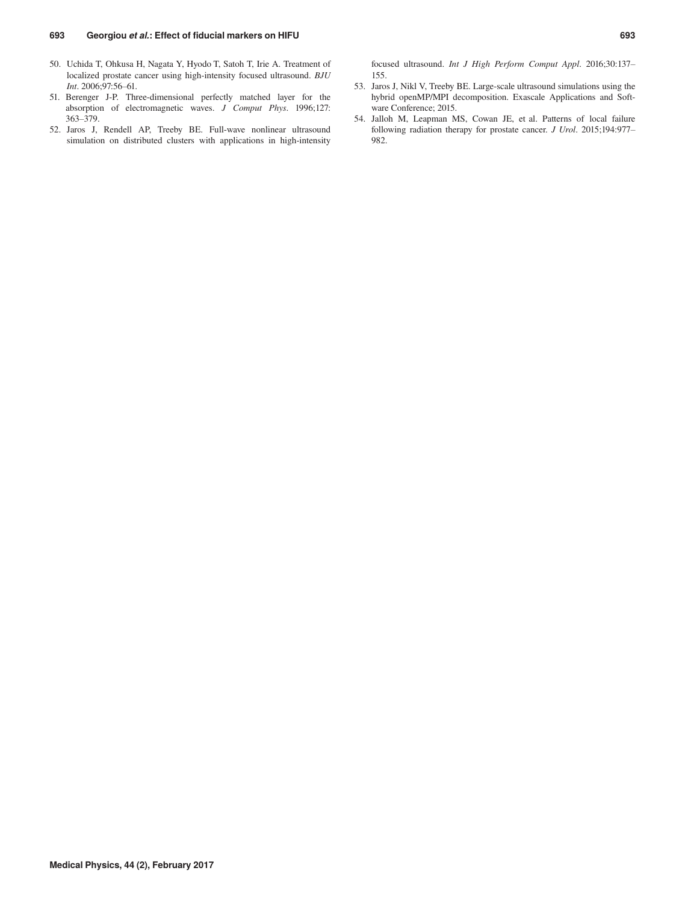50. Uchida T, Ohkusa H, Nagata Y, Hyodo T, Satoh T, Irie A. Treatment of localized prostate cancer using high-intensity focused ultrasound. *BJU Int*. 2006;97:56–61.
51. Berenger J-P. Three-dimensional perfectly matched layer for the absorption of electromagnetic waves. *J Comput Phys*. 1996;127: 363–379.
52. Jaros J, Rendell AP, Treeby BE. Full-wave nonlinear ultrasound simulation on distributed clusters with applications in high-intensity focused ultrasound. *Int J High Perform Comput Appl*. 2016;30:137–155.
53. Jaros J, Nikl V, Treeby BE. Large-scale ultrasound simulations using the hybrid openMP/MPI decomposition. Exascale Applications and Software Conference; 2015.
54. Jalloh M, Leapman MS, Cowan JE, et al. Patterns of local failure following radiation therapy for prostate cancer. *J Urol*. 2015;194:977–982.